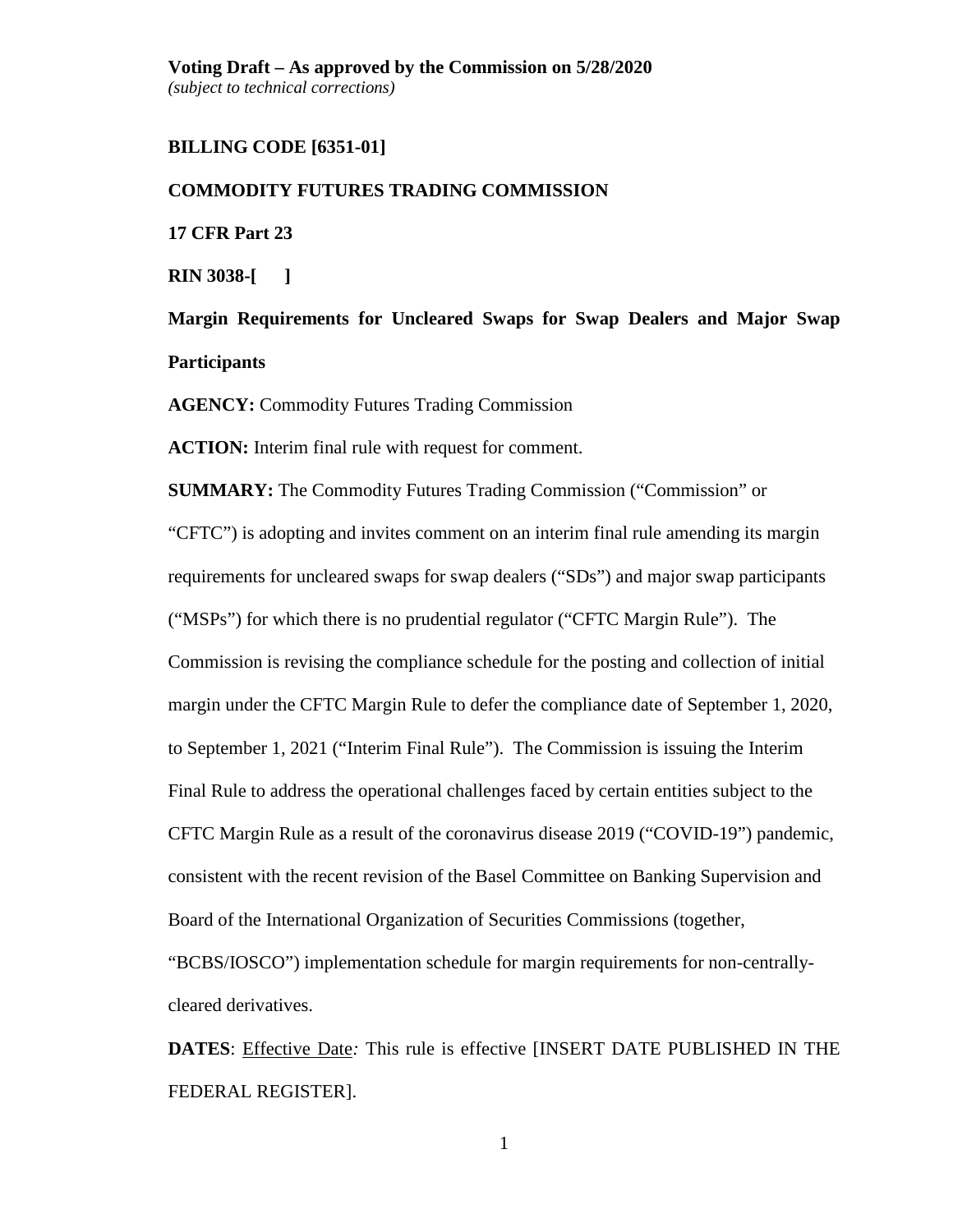**Voting Draft – As approved by the Commission on 5/28/2020**
*(subject to technical corrections)*

**BILLING CODE [6351-01]**

**COMMODITY FUTURES TRADING COMMISSION**

**17 CFR Part 23**

**RIN 3038-[ ]**

# Margin Requirements for Uncleared Swaps for Swap Dealers and Major Swap Participants

**AGENCY:** Commodity Futures Trading Commission

**ACTION:** Interim final rule with request for comment.

**SUMMARY:** The Commodity Futures Trading Commission ("Commission" or "CFTC") is adopting and invites comment on an interim final rule amending its margin requirements for uncleared swaps for swap dealers ("SDs") and major swap participants ("MSPs") for which there is no prudential regulator ("CFTC Margin Rule"). The Commission is revising the compliance schedule for the posting and collection of initial margin under the CFTC Margin Rule to defer the compliance date of September 1, 2020, to September 1, 2021 ("Interim Final Rule"). The Commission is issuing the Interim Final Rule to address the operational challenges faced by certain entities subject to the CFTC Margin Rule as a result of the coronavirus disease 2019 ("COVID-19") pandemic, consistent with the recent revision of the Basel Committee on Banking Supervision and Board of the International Organization of Securities Commissions (together, "BCBS/IOSCO") implementation schedule for margin requirements for non-centrally-cleared derivatives.

**DATES**: Effective Date*:* This rule is effective [INSERT DATE PUBLISHED IN THE FEDERAL REGISTER].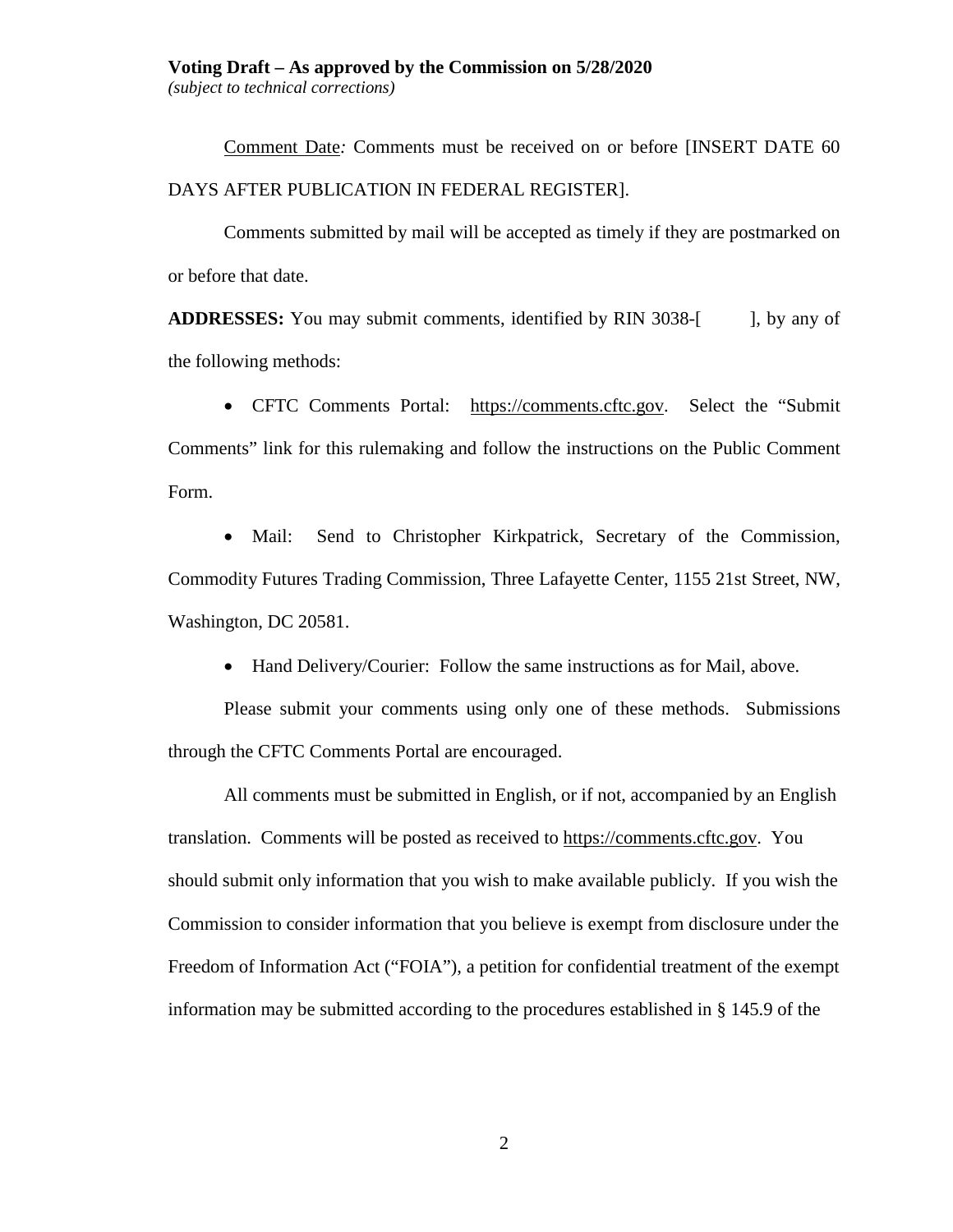Comment Date*:* Comments must be received on or before [INSERT DATE 60 DAYS AFTER PUBLICATION IN FEDERAL REGISTER].

Comments submitted by mail will be accepted as timely if they are postmarked on or before that date.

**ADDRESSES:** You may submit comments, identified by RIN 3038-[ ], by any of the following methods:

- CFTC Comments Portal: https://comments.cftc.gov. Select the "Submit Comments" link for this rulemaking and follow the instructions on the Public Comment Form.
- Mail: Send to Christopher Kirkpatrick, Secretary of the Commission, Commodity Futures Trading Commission, Three Lafayette Center, 1155 21st Street, NW, Washington, DC 20581.
- Hand Delivery/Courier: Follow the same instructions as for Mail, above.

Please submit your comments using only one of these methods. Submissions through the CFTC Comments Portal are encouraged.

All comments must be submitted in English, or if not, accompanied by an English translation. Comments will be posted as received to https://comments.cftc.gov. You should submit only information that you wish to make available publicly. If you wish the Commission to consider information that you believe is exempt from disclosure under the Freedom of Information Act ("FOIA"), a petition for confidential treatment of the exempt information may be submitted according to the procedures established in § 145.9 of the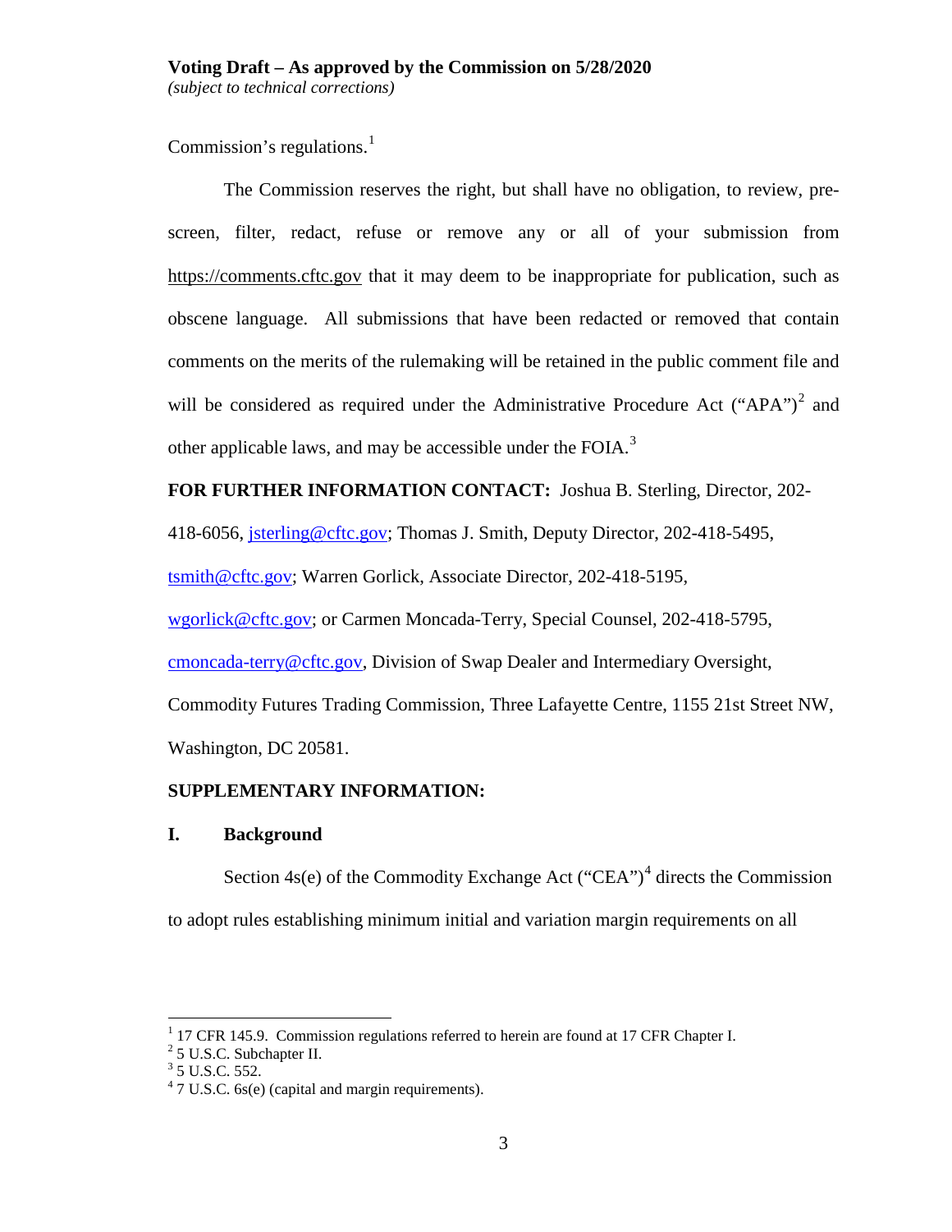Commission's regulations.[1]

The Commission reserves the right, but shall have no obligation, to review, pre-screen, filter, redact, refuse or remove any or all of your submission from https://comments.cftc.gov that it may deem to be inappropriate for publication, such as obscene language. All submissions that have been redacted or removed that contain comments on the merits of the rulemaking will be retained in the public comment file and will be considered as required under the Administrative Procedure Act ("APA")[2] and other applicable laws, and may be accessible under the FOIA.[3]

**FOR FURTHER INFORMATION CONTACT:** Joshua B. Sterling, Director, 202-418-6056, jsterling@cftc.gov; Thomas J. Smith, Deputy Director, 202-418-5495, tsmith@cftc.gov; Warren Gorlick, Associate Director, 202-418-5195, wgorlick@cftc.gov; or Carmen Moncada-Terry, Special Counsel, 202-418-5795, cmoncada-terry@cftc.gov, Division of Swap Dealer and Intermediary Oversight, Commodity Futures Trading Commission, Three Lafayette Centre, 1155 21st Street NW, Washington, DC 20581.

**SUPPLEMENTARY INFORMATION:**

## I. Background

Section 4s(e) of the Commodity Exchange Act ("CEA")[4] directs the Commission to adopt rules establishing minimum initial and variation margin requirements on all

---

[1] 17 CFR 145.9. Commission regulations referred to herein are found at 17 CFR Chapter I.

[2] 5 U.S.C. Subchapter II.

[3] 5 U.S.C. 552.

[4] 7 U.S.C. 6s(e) (capital and margin requirements).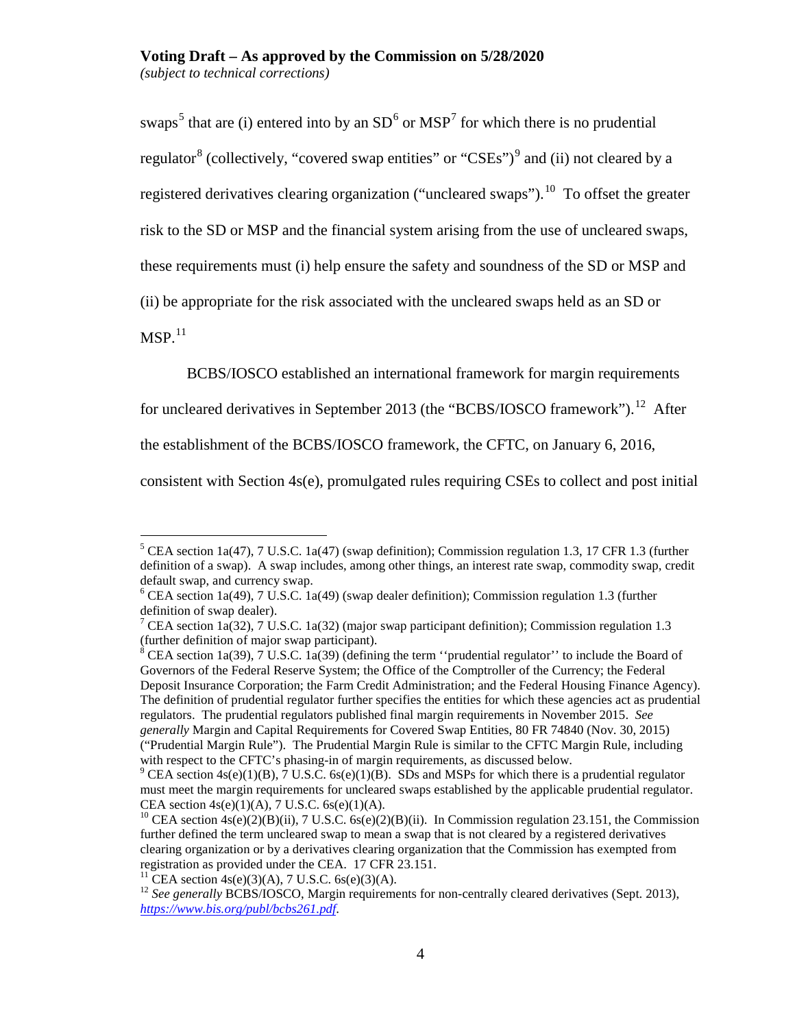swaps[5] that are (i) entered into by an SD[6] or MSP[7] for which there is no prudential regulator[8] (collectively, "covered swap entities" or "CSEs")[9] and (ii) not cleared by a registered derivatives clearing organization ("uncleared swaps").[10] To offset the greater risk to the SD or MSP and the financial system arising from the use of uncleared swaps, these requirements must (i) help ensure the safety and soundness of the SD or MSP and (ii) be appropriate for the risk associated with the uncleared swaps held as an SD or MSP.[11]

BCBS/IOSCO established an international framework for margin requirements for uncleared derivatives in September 2013 (the "BCBS/IOSCO framework").[12] After the establishment of the BCBS/IOSCO framework, the CFTC, on January 6, 2016, consistent with Section 4s(e), promulgated rules requiring CSEs to collect and post initial

---

[5] CEA section 1a(47), 7 U.S.C. 1a(47) (swap definition); Commission regulation 1.3, 17 CFR 1.3 (further definition of a swap). A swap includes, among other things, an interest rate swap, commodity swap, credit default swap, and currency swap.

[6] CEA section 1a(49), 7 U.S.C. 1a(49) (swap dealer definition); Commission regulation 1.3 (further definition of swap dealer).

[7] CEA section 1a(32), 7 U.S.C. 1a(32) (major swap participant definition); Commission regulation 1.3 (further definition of major swap participant).

[8] CEA section 1a(39), 7 U.S.C. 1a(39) (defining the term ''prudential regulator'' to include the Board of Governors of the Federal Reserve System; the Office of the Comptroller of the Currency; the Federal Deposit Insurance Corporation; the Farm Credit Administration; and the Federal Housing Finance Agency). The definition of prudential regulator further specifies the entities for which these agencies act as prudential regulators. The prudential regulators published final margin requirements in November 2015. *See generally* Margin and Capital Requirements for Covered Swap Entities, 80 FR 74840 (Nov. 30, 2015) ("Prudential Margin Rule"). The Prudential Margin Rule is similar to the CFTC Margin Rule, including with respect to the CFTC's phasing-in of margin requirements, as discussed below.

[9] CEA section 4s(e)(1)(B), 7 U.S.C. 6s(e)(1)(B). SDs and MSPs for which there is a prudential regulator must meet the margin requirements for uncleared swaps established by the applicable prudential regulator. CEA section 4s(e)(1)(A), 7 U.S.C. 6s(e)(1)(A).

[10] CEA section 4s(e)(2)(B)(ii), 7 U.S.C. 6s(e)(2)(B)(ii). In Commission regulation 23.151, the Commission further defined the term uncleared swap to mean a swap that is not cleared by a registered derivatives clearing organization or by a derivatives clearing organization that the Commission has exempted from registration as provided under the CEA. 17 CFR 23.151.

[11] CEA section 4s(e)(3)(A), 7 U.S.C. 6s(e)(3)(A).

[12] *See generally* BCBS/IOSCO, Margin requirements for non-centrally cleared derivatives (Sept. 2013), *https://www.bis.org/publ/bcbs261.pdf*.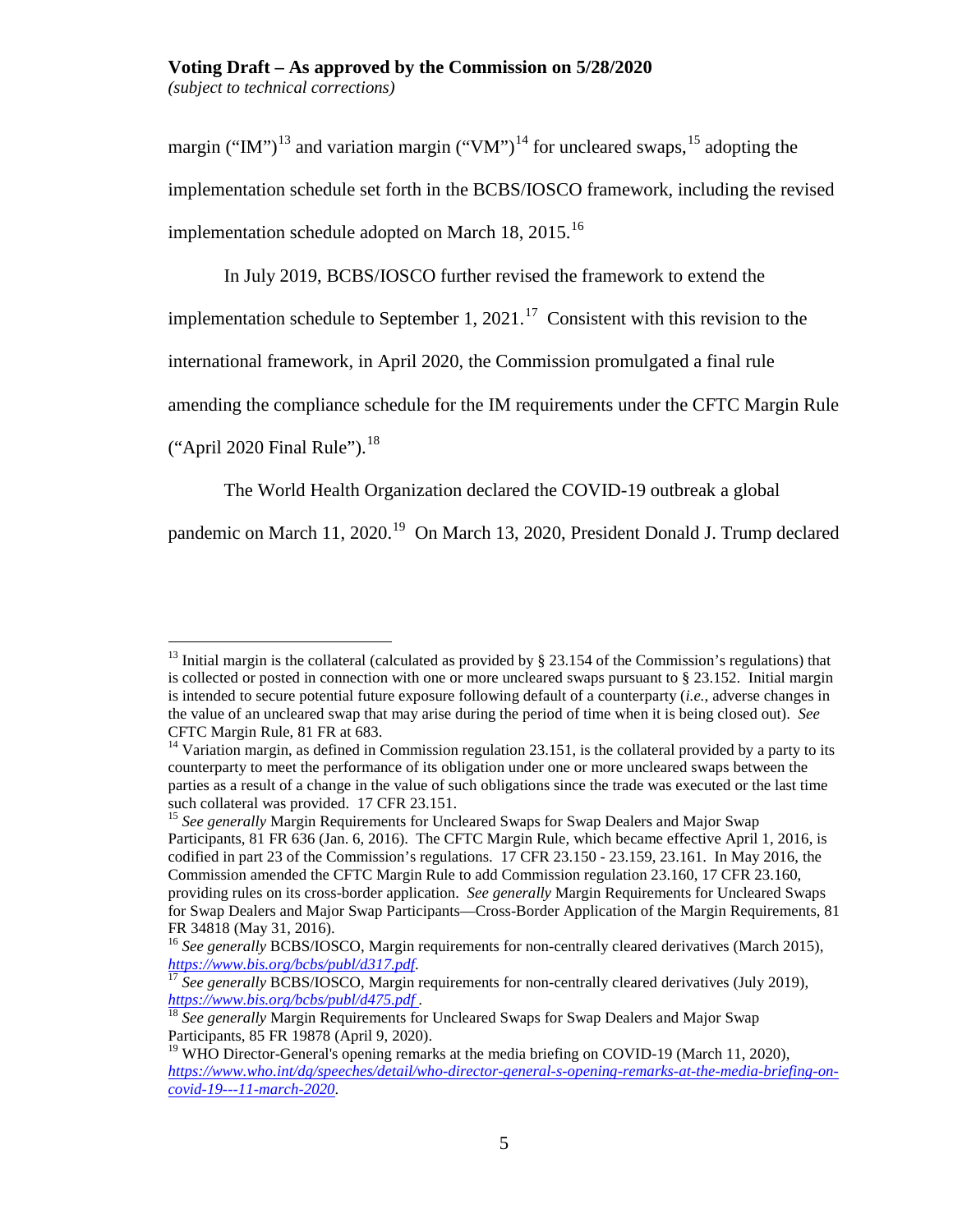margin ("IM")[13] and variation margin ("VM")[14] for uncleared swaps,[15] adopting the implementation schedule set forth in the BCBS/IOSCO framework, including the revised implementation schedule adopted on March 18, 2015.[16]

In July 2019, BCBS/IOSCO further revised the framework to extend the implementation schedule to September 1, 2021.[17] Consistent with this revision to the international framework, in April 2020, the Commission promulgated a final rule amending the compliance schedule for the IM requirements under the CFTC Margin Rule ("April 2020 Final Rule").[18]

The World Health Organization declared the COVID-19 outbreak a global pandemic on March 11, 2020.[19] On March 13, 2020, President Donald J. Trump declared

---

[13] Initial margin is the collateral (calculated as provided by § 23.154 of the Commission's regulations) that is collected or posted in connection with one or more uncleared swaps pursuant to § 23.152. Initial margin is intended to secure potential future exposure following default of a counterparty (*i.e.*, adverse changes in the value of an uncleared swap that may arise during the period of time when it is being closed out). *See* CFTC Margin Rule, 81 FR at 683.

[14] Variation margin, as defined in Commission regulation 23.151, is the collateral provided by a party to its counterparty to meet the performance of its obligation under one or more uncleared swaps between the parties as a result of a change in the value of such obligations since the trade was executed or the last time such collateral was provided. 17 CFR 23.151.

[15] *See generally* Margin Requirements for Uncleared Swaps for Swap Dealers and Major Swap Participants, 81 FR 636 (Jan. 6, 2016). The CFTC Margin Rule, which became effective April 1, 2016, is codified in part 23 of the Commission's regulations. 17 CFR 23.150 - 23.159, 23.161. In May 2016, the Commission amended the CFTC Margin Rule to add Commission regulation 23.160, 17 CFR 23.160, providing rules on its cross-border application. *See generally* Margin Requirements for Uncleared Swaps for Swap Dealers and Major Swap Participants—Cross-Border Application of the Margin Requirements, 81 FR 34818 (May 31, 2016).

[16] *See generally* BCBS/IOSCO, Margin requirements for non-centrally cleared derivatives (March 2015), *https://www.bis.org/bcbs/publ/d317.pdf*.

[17] *See generally* BCBS/IOSCO, Margin requirements for non-centrally cleared derivatives (July 2019), *https://www.bis.org/bcbs/publ/d475.pdf* .

[18] *See generally* Margin Requirements for Uncleared Swaps for Swap Dealers and Major Swap Participants, 85 FR 19878 (April 9, 2020).

[19] WHO Director-General's opening remarks at the media briefing on COVID-19 (March 11, 2020), *https://www.who.int/dg/speeches/detail/who-director-general-s-opening-remarks-at-the-media-briefing-on-covid-19---11-march-2020*.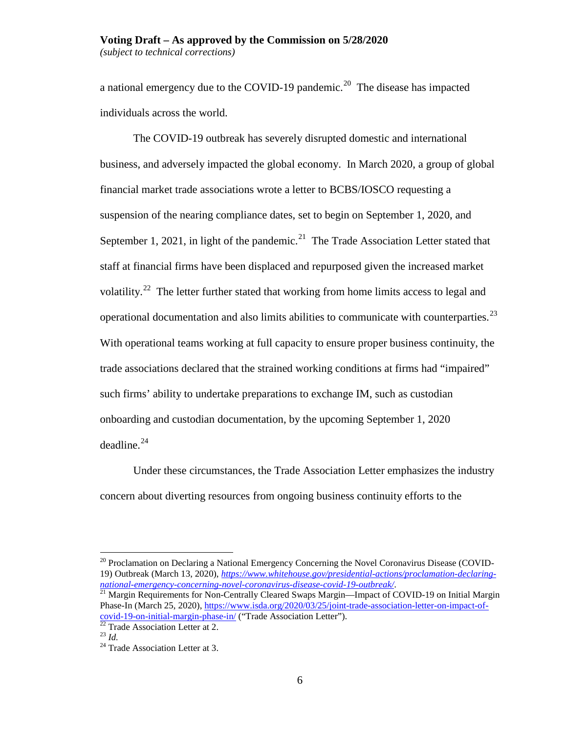a national emergency due to the COVID-19 pandemic.[20] The disease has impacted individuals across the world.

The COVID-19 outbreak has severely disrupted domestic and international business, and adversely impacted the global economy. In March 2020, a group of global financial market trade associations wrote a letter to BCBS/IOSCO requesting a suspension of the nearing compliance dates, set to begin on September 1, 2020, and September 1, 2021, in light of the pandemic.[21] The Trade Association Letter stated that staff at financial firms have been displaced and repurposed given the increased market volatility.[22] The letter further stated that working from home limits access to legal and operational documentation and also limits abilities to communicate with counterparties.[23] With operational teams working at full capacity to ensure proper business continuity, the trade associations declared that the strained working conditions at firms had "impaired" such firms' ability to undertake preparations to exchange IM, such as custodian onboarding and custodian documentation, by the upcoming September 1, 2020 deadline.[24]

Under these circumstances, the Trade Association Letter emphasizes the industry concern about diverting resources from ongoing business continuity efforts to the

---

[20] Proclamation on Declaring a National Emergency Concerning the Novel Coronavirus Disease (COVID-19) Outbreak (March 13, 2020), *https://www.whitehouse.gov/presidential-actions/proclamation-declaring-national-emergency-concerning-novel-coronavirus-disease-covid-19-outbreak/*.

[21] Margin Requirements for Non-Centrally Cleared Swaps Margin—Impact of COVID-19 on Initial Margin Phase-In (March 25, 2020), https://www.isda.org/2020/03/25/joint-trade-association-letter-on-impact-of-covid-19-on-initial-margin-phase-in/ ("Trade Association Letter").

[22] Trade Association Letter at 2.

[23] *Id.*

[24] Trade Association Letter at 3.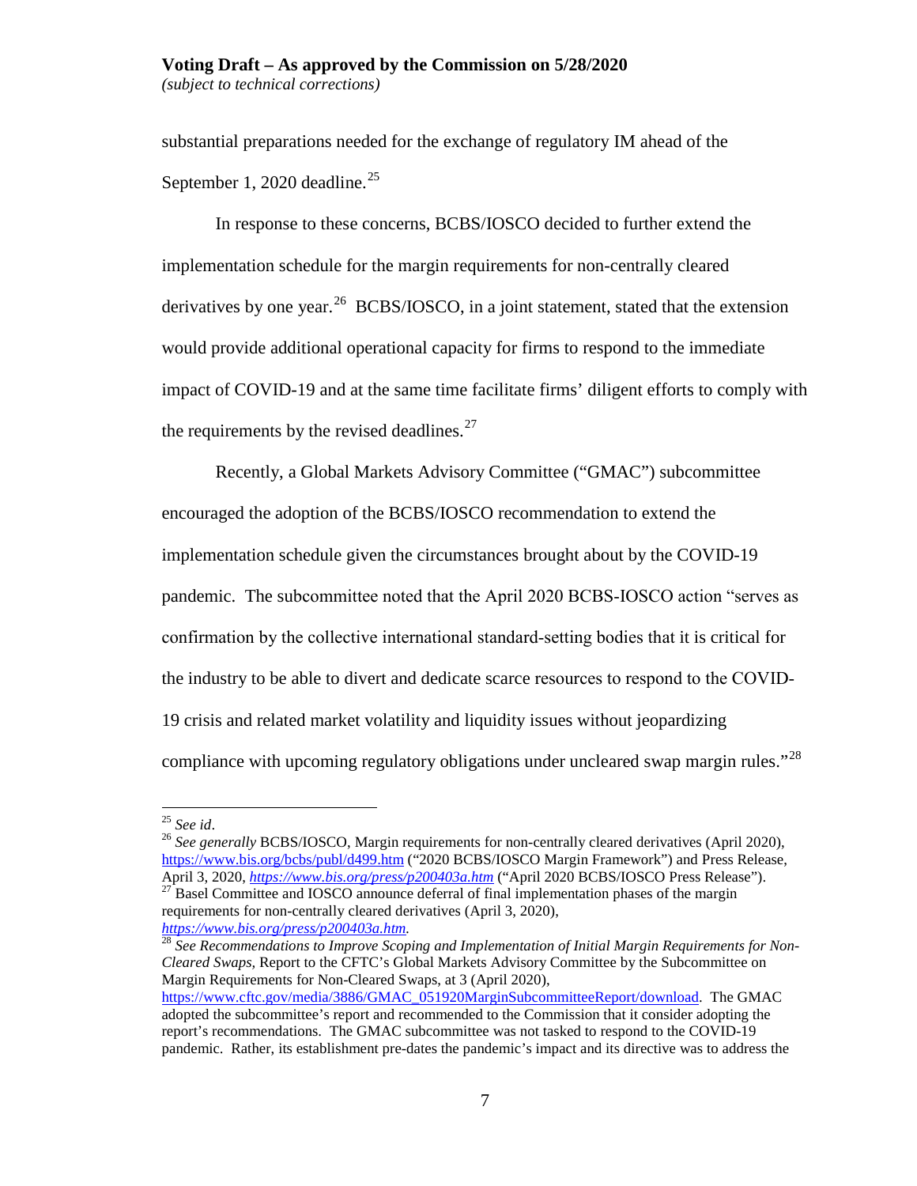substantial preparations needed for the exchange of regulatory IM ahead of the September 1, 2020 deadline.[25]

In response to these concerns, BCBS/IOSCO decided to further extend the implementation schedule for the margin requirements for non-centrally cleared derivatives by one year.[26] BCBS/IOSCO, in a joint statement, stated that the extension would provide additional operational capacity for firms to respond to the immediate impact of COVID-19 and at the same time facilitate firms' diligent efforts to comply with the requirements by the revised deadlines.[27]

Recently, a Global Markets Advisory Committee ("GMAC") subcommittee encouraged the adoption of the BCBS/IOSCO recommendation to extend the implementation schedule given the circumstances brought about by the COVID-19 pandemic. The subcommittee noted that the April 2020 BCBS-IOSCO action "serves as confirmation by the collective international standard-setting bodies that it is critical for the industry to be able to divert and dedicate scarce resources to respond to the COVID-19 crisis and related market volatility and liquidity issues without jeopardizing compliance with upcoming regulatory obligations under uncleared swap margin rules."[28]

---

[25] *See id*.

[26] *See generally* BCBS/IOSCO, Margin requirements for non-centrally cleared derivatives (April 2020), https://www.bis.org/bcbs/publ/d499.htm ("2020 BCBS/IOSCO Margin Framework") and Press Release, April 3, 2020, *https://www.bis.org/press/p200403a.htm* ("April 2020 BCBS/IOSCO Press Release").

[27] Basel Committee and IOSCO announce deferral of final implementation phases of the margin requirements for non-centrally cleared derivatives (April 3, 2020), *https://www.bis.org/press/p200403a.htm*.

[28] *See Recommendations to Improve Scoping and Implementation of Initial Margin Requirements for Non-Cleared Swaps,* Report to the CFTC's Global Markets Advisory Committee by the Subcommittee on Margin Requirements for Non-Cleared Swaps, at 3 (April 2020), https://www.cftc.gov/media/3886/GMAC_051920MarginSubcommitteeReport/download. The GMAC adopted the subcommittee's report and recommended to the Commission that it consider adopting the report's recommendations. The GMAC subcommittee was not tasked to respond to the COVID-19 pandemic. Rather, its establishment pre-dates the pandemic's impact and its directive was to address the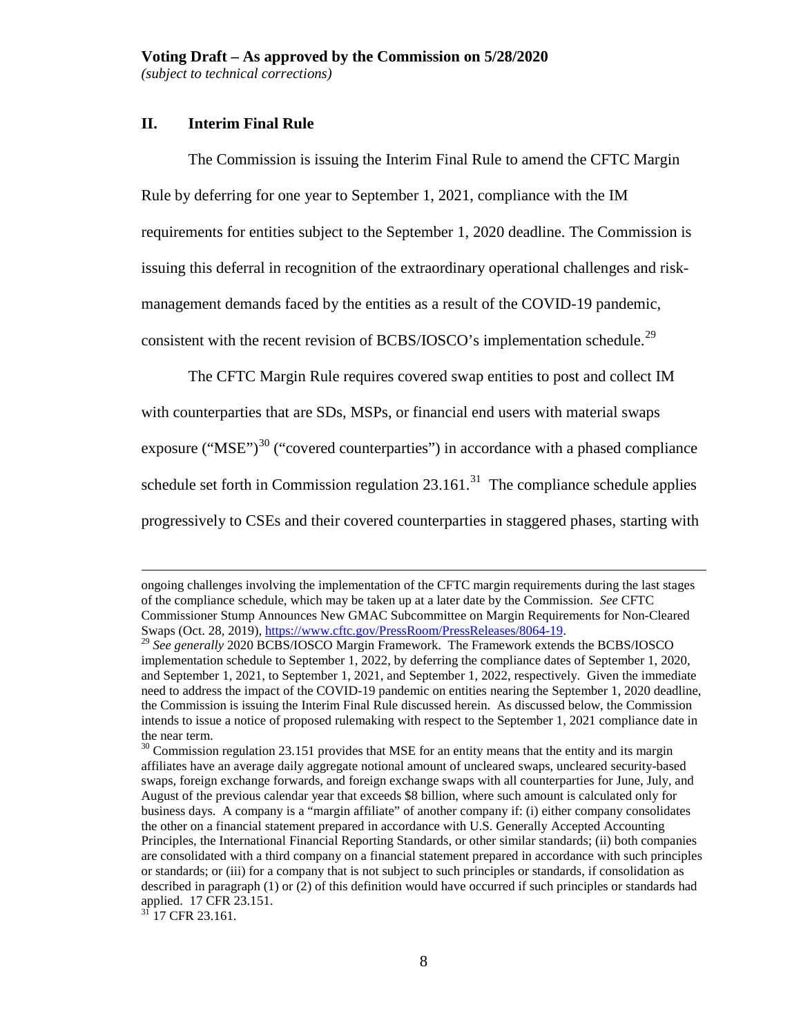## II. Interim Final Rule

The Commission is issuing the Interim Final Rule to amend the CFTC Margin Rule by deferring for one year to September 1, 2021, compliance with the IM requirements for entities subject to the September 1, 2020 deadline. The Commission is issuing this deferral in recognition of the extraordinary operational challenges and risk-management demands faced by the entities as a result of the COVID-19 pandemic, consistent with the recent revision of BCBS/IOSCO's implementation schedule.[29]

The CFTC Margin Rule requires covered swap entities to post and collect IM with counterparties that are SDs, MSPs, or financial end users with material swaps exposure ("MSE")[30] ("covered counterparties") in accordance with a phased compliance schedule set forth in Commission regulation 23.161.[31] The compliance schedule applies progressively to CSEs and their covered counterparties in staggered phases, starting with

---

ongoing challenges involving the implementation of the CFTC margin requirements during the last stages of the compliance schedule, which may be taken up at a later date by the Commission. *See* CFTC Commissioner Stump Announces New GMAC Subcommittee on Margin Requirements for Non-Cleared Swaps (Oct. 28, 2019), https://www.cftc.gov/PressRoom/PressReleases/8064-19.

[29] *See generally* 2020 BCBS/IOSCO Margin Framework. The Framework extends the BCBS/IOSCO implementation schedule to September 1, 2022, by deferring the compliance dates of September 1, 2020, and September 1, 2021, to September 1, 2021, and September 1, 2022, respectively. Given the immediate need to address the impact of the COVID-19 pandemic on entities nearing the September 1, 2020 deadline, the Commission is issuing the Interim Final Rule discussed herein. As discussed below, the Commission intends to issue a notice of proposed rulemaking with respect to the September 1, 2021 compliance date in the near term.

[30] Commission regulation 23.151 provides that MSE for an entity means that the entity and its margin affiliates have an average daily aggregate notional amount of uncleared swaps, uncleared security-based swaps, foreign exchange forwards, and foreign exchange swaps with all counterparties for June, July, and August of the previous calendar year that exceeds $8 billion, where such amount is calculated only for business days. A company is a "margin affiliate" of another company if: (i) either company consolidates the other on a financial statement prepared in accordance with U.S. Generally Accepted Accounting Principles, the International Financial Reporting Standards, or other similar standards; (ii) both companies are consolidated with a third company on a financial statement prepared in accordance with such principles or standards; or (iii) for a company that is not subject to such principles or standards, if consolidation as described in paragraph (1) or (2) of this definition would have occurred if such principles or standards had applied. 17 CFR 23.151.

[31] 17 CFR 23.161.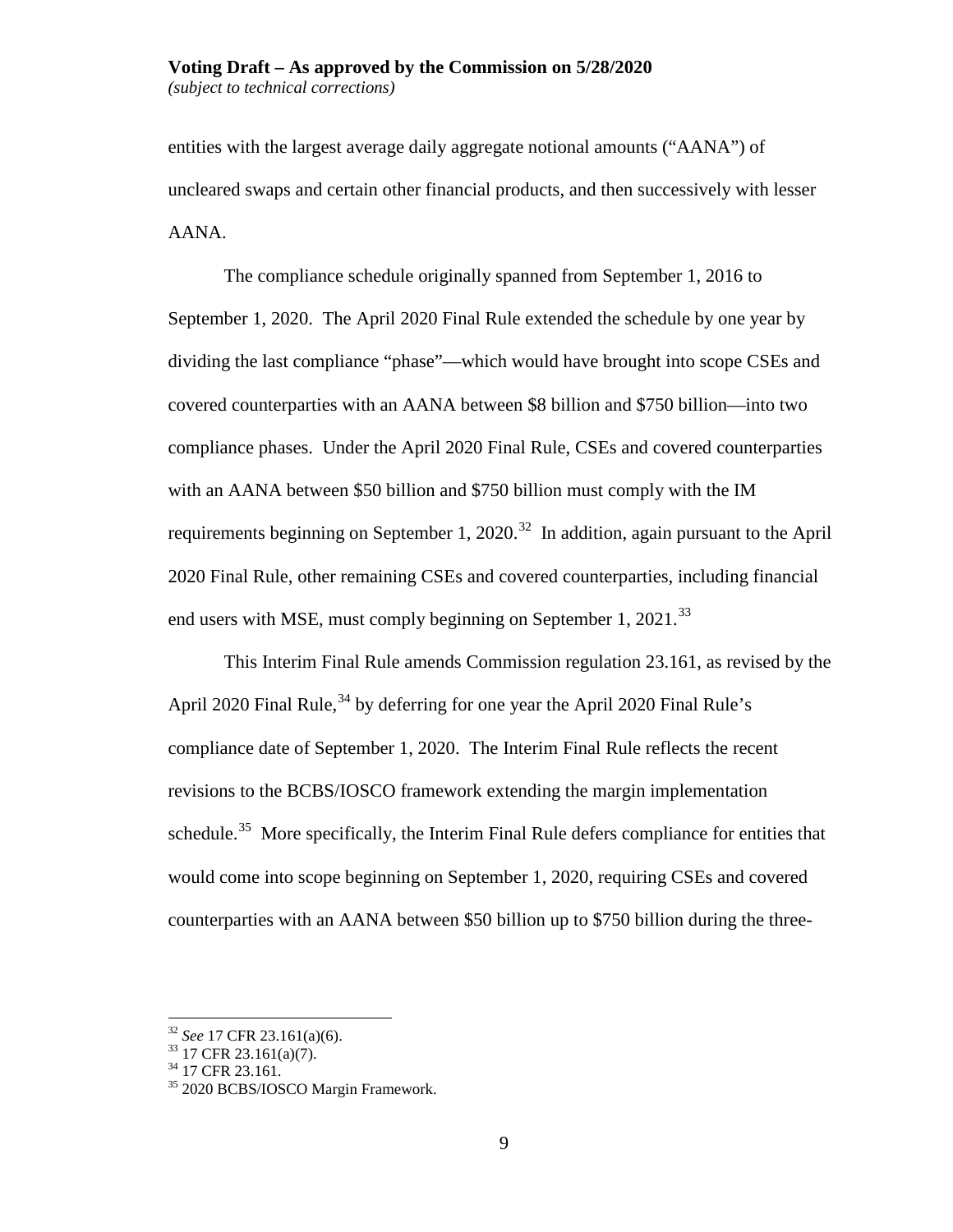entities with the largest average daily aggregate notional amounts ("AANA") of uncleared swaps and certain other financial products, and then successively with lesser AANA.

The compliance schedule originally spanned from September 1, 2016 to September 1, 2020. The April 2020 Final Rule extended the schedule by one year by dividing the last compliance "phase"—which would have brought into scope CSEs and covered counterparties with an AANA between $8 billion and $750 billion—into two compliance phases. Under the April 2020 Final Rule, CSEs and covered counterparties with an AANA between $50 billion and $750 billion must comply with the IM requirements beginning on September 1, 2020.[32] In addition, again pursuant to the April 2020 Final Rule, other remaining CSEs and covered counterparties, including financial end users with MSE, must comply beginning on September 1, 2021.[33]

This Interim Final Rule amends Commission regulation 23.161, as revised by the April 2020 Final Rule,[34] by deferring for one year the April 2020 Final Rule's compliance date of September 1, 2020. The Interim Final Rule reflects the recent revisions to the BCBS/IOSCO framework extending the margin implementation schedule.[35] More specifically, the Interim Final Rule defers compliance for entities that would come into scope beginning on September 1, 2020, requiring CSEs and covered counterparties with an AANA between $50 billion up to $750 billion during the three-

---

[32] *See* 17 CFR 23.161(a)(6).

[33] 17 CFR 23.161(a)(7).

[34] 17 CFR 23.161.

[35] 2020 BCBS/IOSCO Margin Framework.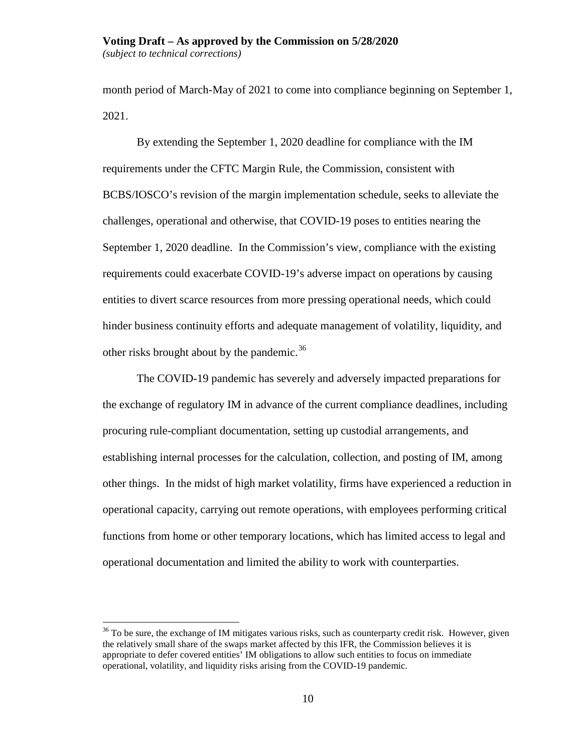month period of March-May of 2021 to come into compliance beginning on September 1, 2021.

By extending the September 1, 2020 deadline for compliance with the IM requirements under the CFTC Margin Rule, the Commission, consistent with BCBS/IOSCO's revision of the margin implementation schedule, seeks to alleviate the challenges, operational and otherwise, that COVID-19 poses to entities nearing the September 1, 2020 deadline. In the Commission's view, compliance with the existing requirements could exacerbate COVID-19's adverse impact on operations by causing entities to divert scarce resources from more pressing operational needs, which could hinder business continuity efforts and adequate management of volatility, liquidity, and other risks brought about by the pandemic.[36]

The COVID-19 pandemic has severely and adversely impacted preparations for the exchange of regulatory IM in advance of the current compliance deadlines, including procuring rule-compliant documentation, setting up custodial arrangements, and establishing internal processes for the calculation, collection, and posting of IM, among other things. In the midst of high market volatility, firms have experienced a reduction in operational capacity, carrying out remote operations, with employees performing critical functions from home or other temporary locations, which has limited access to legal and operational documentation and limited the ability to work with counterparties.

[36] To be sure, the exchange of IM mitigates various risks, such as counterparty credit risk. However, given the relatively small share of the swaps market affected by this IFR, the Commission believes it is appropriate to defer covered entities' IM obligations to allow such entities to focus on immediate operational, volatility, and liquidity risks arising from the COVID-19 pandemic.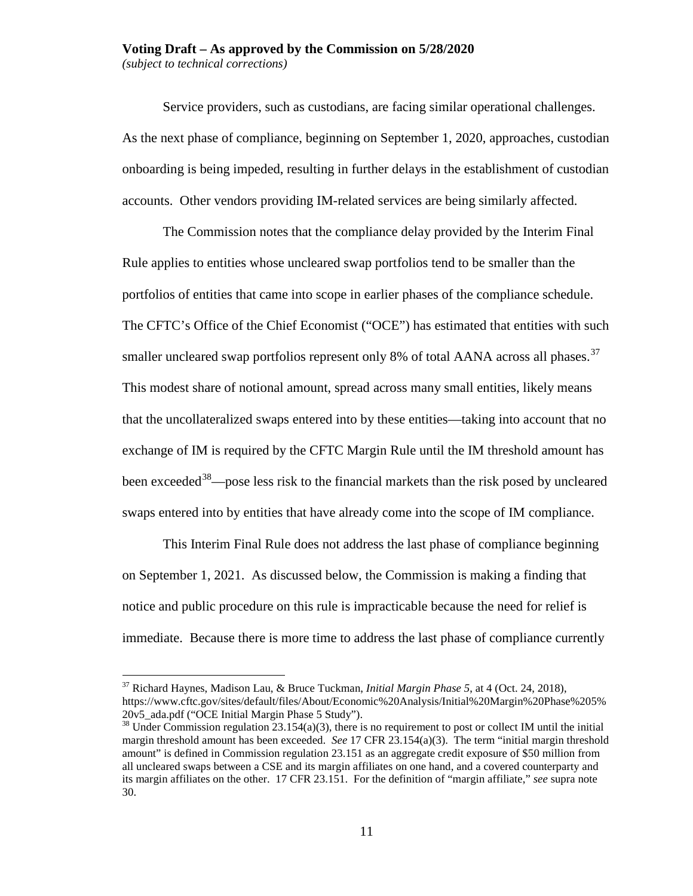Service providers, such as custodians, are facing similar operational challenges. As the next phase of compliance, beginning on September 1, 2020, approaches, custodian onboarding is being impeded, resulting in further delays in the establishment of custodian accounts. Other vendors providing IM-related services are being similarly affected.

The Commission notes that the compliance delay provided by the Interim Final Rule applies to entities whose uncleared swap portfolios tend to be smaller than the portfolios of entities that came into scope in earlier phases of the compliance schedule. The CFTC's Office of the Chief Economist ("OCE") has estimated that entities with such smaller uncleared swap portfolios represent only 8% of total AANA across all phases.[37] This modest share of notional amount, spread across many small entities, likely means that the uncollateralized swaps entered into by these entities—taking into account that no exchange of IM is required by the CFTC Margin Rule until the IM threshold amount has been exceeded[38]—pose less risk to the financial markets than the risk posed by uncleared swaps entered into by entities that have already come into the scope of IM compliance.

This Interim Final Rule does not address the last phase of compliance beginning on September 1, 2021. As discussed below, the Commission is making a finding that notice and public procedure on this rule is impracticable because the need for relief is immediate. Because there is more time to address the last phase of compliance currently

[37] Richard Haynes, Madison Lau, & Bruce Tuckman, *Initial Margin Phase 5*, at 4 (Oct. 24, 2018), https://www.cftc.gov/sites/default/files/About/Economic%20Analysis/Initial%20Margin%20Phase%205%20v5_ada.pdf ("OCE Initial Margin Phase 5 Study").

[38] Under Commission regulation 23.154(a)(3), there is no requirement to post or collect IM until the initial margin threshold amount has been exceeded. *See* 17 CFR 23.154(a)(3). The term "initial margin threshold amount" is defined in Commission regulation 23.151 as an aggregate credit exposure of $50 million from all uncleared swaps between a CSE and its margin affiliates on one hand, and a covered counterparty and its margin affiliates on the other. 17 CFR 23.151. For the definition of "margin affiliate," *see* supra note 30.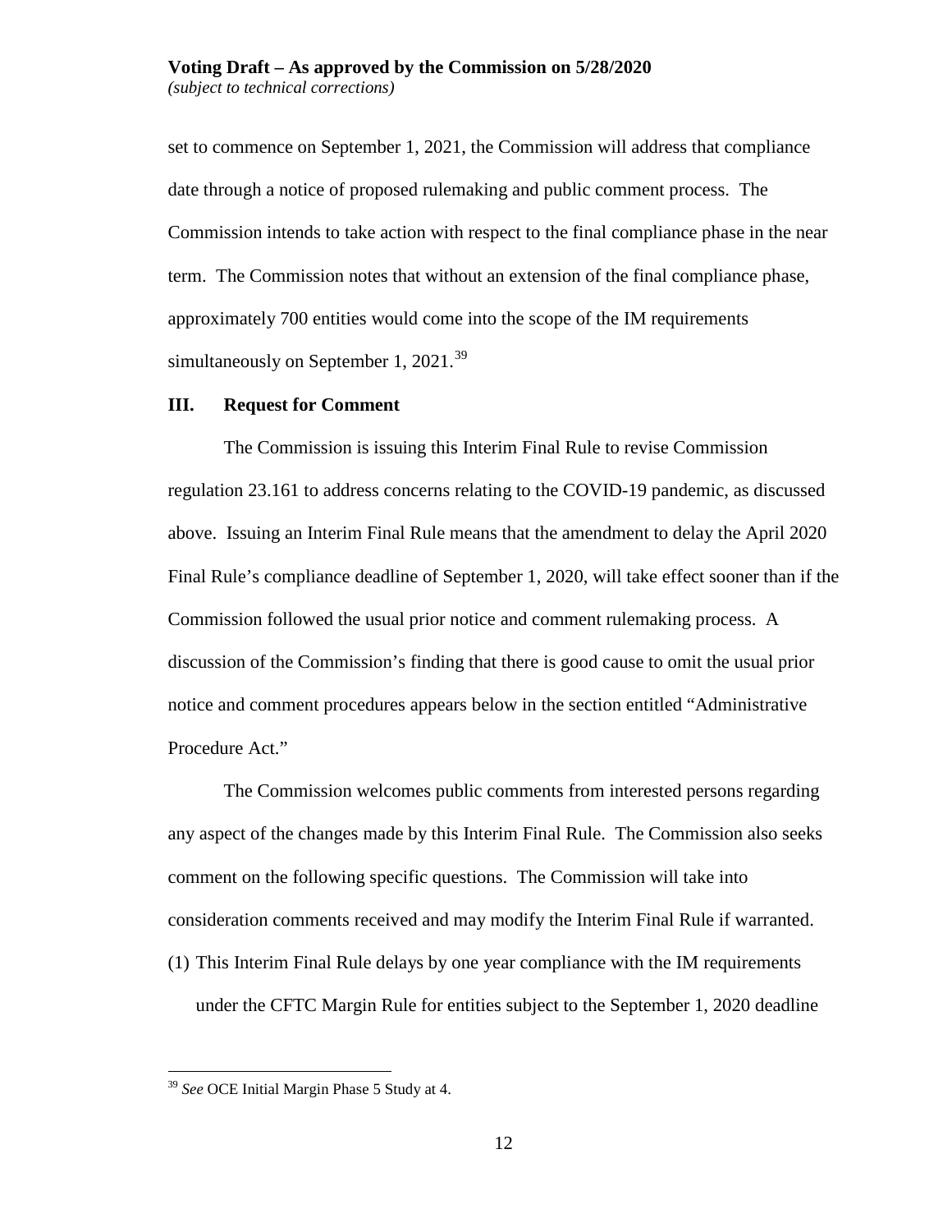set to commence on September 1, 2021, the Commission will address that compliance date through a notice of proposed rulemaking and public comment process. The Commission intends to take action with respect to the final compliance phase in the near term. The Commission notes that without an extension of the final compliance phase, approximately 700 entities would come into the scope of the IM requirements simultaneously on September 1, 2021.[39]

## III. Request for Comment

The Commission is issuing this Interim Final Rule to revise Commission regulation 23.161 to address concerns relating to the COVID-19 pandemic, as discussed above. Issuing an Interim Final Rule means that the amendment to delay the April 2020 Final Rule's compliance deadline of September 1, 2020, will take effect sooner than if the Commission followed the usual prior notice and comment rulemaking process. A discussion of the Commission's finding that there is good cause to omit the usual prior notice and comment procedures appears below in the section entitled "Administrative Procedure Act."

The Commission welcomes public comments from interested persons regarding any aspect of the changes made by this Interim Final Rule. The Commission also seeks comment on the following specific questions. The Commission will take into consideration comments received and may modify the Interim Final Rule if warranted.

(1) This Interim Final Rule delays by one year compliance with the IM requirements under the CFTC Margin Rule for entities subject to the September 1, 2020 deadline

---

[39] *See* OCE Initial Margin Phase 5 Study at 4.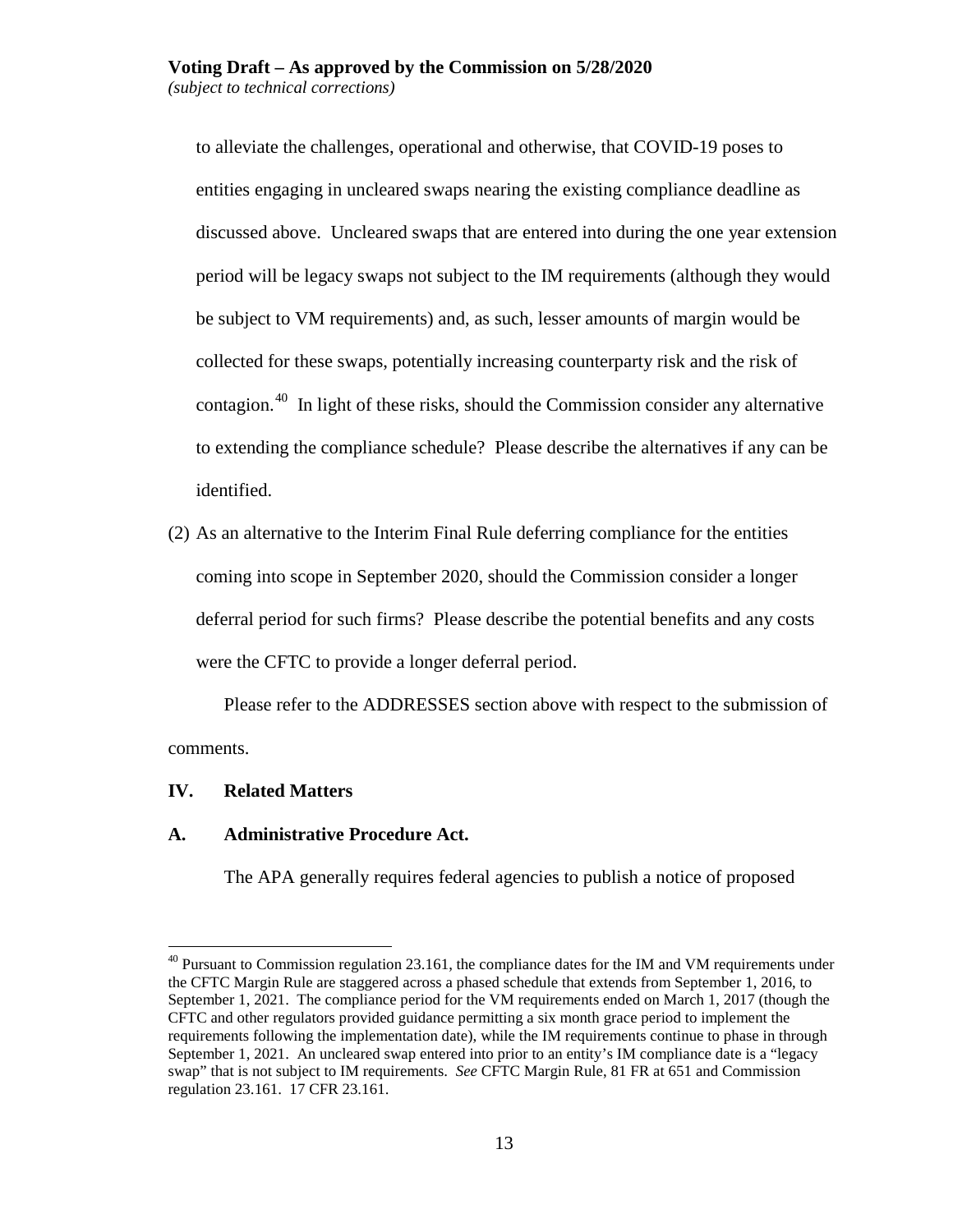to alleviate the challenges, operational and otherwise, that COVID-19 poses to entities engaging in uncleared swaps nearing the existing compliance deadline as discussed above. Uncleared swaps that are entered into during the one year extension period will be legacy swaps not subject to the IM requirements (although they would be subject to VM requirements) and, as such, lesser amounts of margin would be collected for these swaps, potentially increasing counterparty risk and the risk of contagion.[40] In light of these risks, should the Commission consider any alternative to extending the compliance schedule? Please describe the alternatives if any can be identified.

(2) As an alternative to the Interim Final Rule deferring compliance for the entities coming into scope in September 2020, should the Commission consider a longer deferral period for such firms? Please describe the potential benefits and any costs were the CFTC to provide a longer deferral period.

Please refer to the ADDRESSES section above with respect to the submission of comments.

## IV. Related Matters

### A. Administrative Procedure Act.

The APA generally requires federal agencies to publish a notice of proposed

---

[40] Pursuant to Commission regulation 23.161, the compliance dates for the IM and VM requirements under the CFTC Margin Rule are staggered across a phased schedule that extends from September 1, 2016, to September 1, 2021. The compliance period for the VM requirements ended on March 1, 2017 (though the CFTC and other regulators provided guidance permitting a six month grace period to implement the requirements following the implementation date), while the IM requirements continue to phase in through September 1, 2021. An uncleared swap entered into prior to an entity's IM compliance date is a "legacy swap" that is not subject to IM requirements. *See* CFTC Margin Rule, 81 FR at 651 and Commission regulation 23.161. 17 CFR 23.161.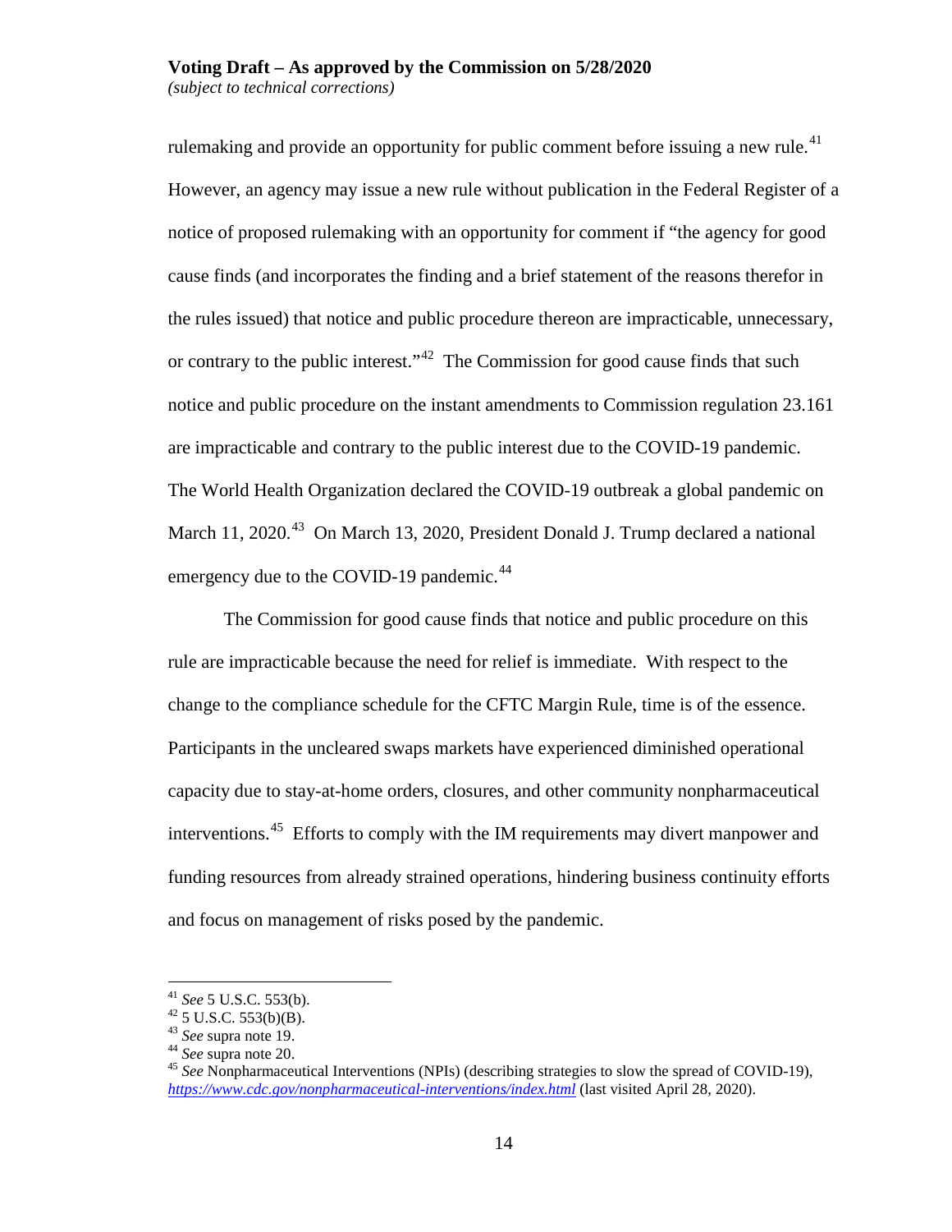rulemaking and provide an opportunity for public comment before issuing a new rule.[41] However, an agency may issue a new rule without publication in the Federal Register of a notice of proposed rulemaking with an opportunity for comment if "the agency for good cause finds (and incorporates the finding and a brief statement of the reasons therefor in the rules issued) that notice and public procedure thereon are impracticable, unnecessary, or contrary to the public interest."[42] The Commission for good cause finds that such notice and public procedure on the instant amendments to Commission regulation 23.161 are impracticable and contrary to the public interest due to the COVID-19 pandemic. The World Health Organization declared the COVID-19 outbreak a global pandemic on March 11, 2020.[43] On March 13, 2020, President Donald J. Trump declared a national emergency due to the COVID-19 pandemic.[44]

The Commission for good cause finds that notice and public procedure on this rule are impracticable because the need for relief is immediate. With respect to the change to the compliance schedule for the CFTC Margin Rule, time is of the essence. Participants in the uncleared swaps markets have experienced diminished operational capacity due to stay-at-home orders, closures, and other community nonpharmaceutical interventions.[45] Efforts to comply with the IM requirements may divert manpower and funding resources from already strained operations, hindering business continuity efforts and focus on management of risks posed by the pandemic.

---

[41] *See* 5 U.S.C. 553(b).

[42] 5 U.S.C. 553(b)(B).

[43] *See* supra note 19.

[44] *See* supra note 20.

[45] *See* Nonpharmaceutical Interventions (NPIs) (describing strategies to slow the spread of COVID-19), *https://www.cdc.gov/nonpharmaceutical-interventions/index.html* (last visited April 28, 2020).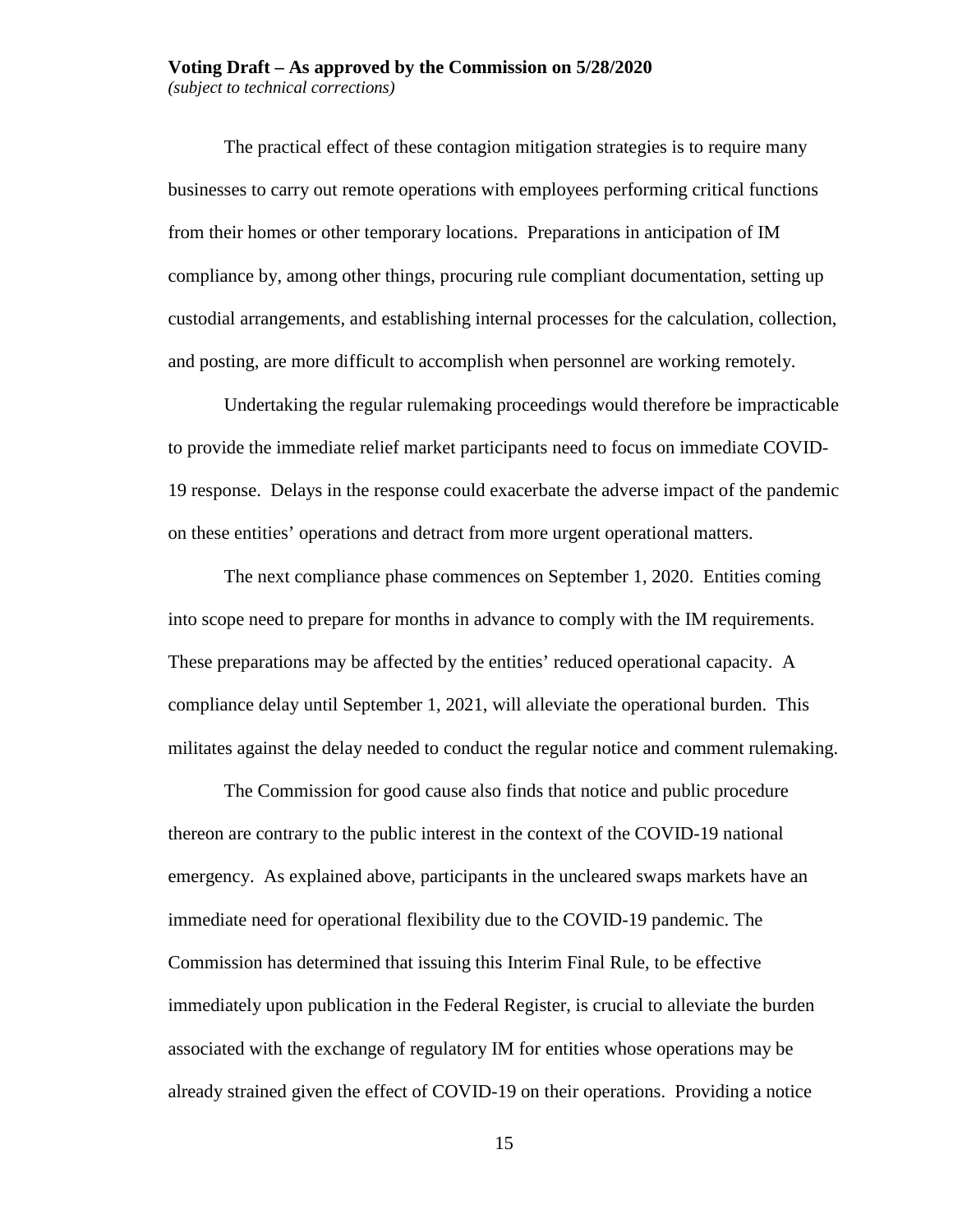The practical effect of these contagion mitigation strategies is to require many businesses to carry out remote operations with employees performing critical functions from their homes or other temporary locations. Preparations in anticipation of IM compliance by, among other things, procuring rule compliant documentation, setting up custodial arrangements, and establishing internal processes for the calculation, collection, and posting, are more difficult to accomplish when personnel are working remotely.

Undertaking the regular rulemaking proceedings would therefore be impracticable to provide the immediate relief market participants need to focus on immediate COVID-19 response. Delays in the response could exacerbate the adverse impact of the pandemic on these entities' operations and detract from more urgent operational matters.

The next compliance phase commences on September 1, 2020. Entities coming into scope need to prepare for months in advance to comply with the IM requirements. These preparations may be affected by the entities' reduced operational capacity. A compliance delay until September 1, 2021, will alleviate the operational burden. This militates against the delay needed to conduct the regular notice and comment rulemaking.

The Commission for good cause also finds that notice and public procedure thereon are contrary to the public interest in the context of the COVID-19 national emergency. As explained above, participants in the uncleared swaps markets have an immediate need for operational flexibility due to the COVID-19 pandemic. The Commission has determined that issuing this Interim Final Rule, to be effective immediately upon publication in the Federal Register, is crucial to alleviate the burden associated with the exchange of regulatory IM for entities whose operations may be already strained given the effect of COVID-19 on their operations. Providing a notice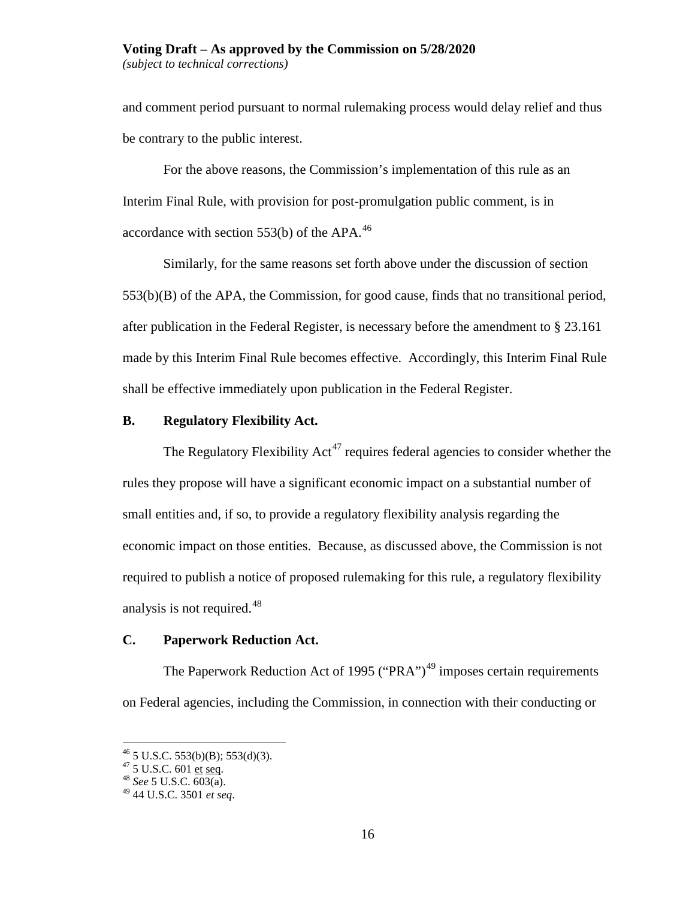and comment period pursuant to normal rulemaking process would delay relief and thus be contrary to the public interest.

For the above reasons, the Commission's implementation of this rule as an Interim Final Rule, with provision for post-promulgation public comment, is in accordance with section 553(b) of the APA.[46]

Similarly, for the same reasons set forth above under the discussion of section 553(b)(B) of the APA, the Commission, for good cause, finds that no transitional period, after publication in the Federal Register, is necessary before the amendment to § 23.161 made by this Interim Final Rule becomes effective. Accordingly, this Interim Final Rule shall be effective immediately upon publication in the Federal Register.

### B. Regulatory Flexibility Act.

The Regulatory Flexibility Act[47] requires federal agencies to consider whether the rules they propose will have a significant economic impact on a substantial number of small entities and, if so, to provide a regulatory flexibility analysis regarding the economic impact on those entities. Because, as discussed above, the Commission is not required to publish a notice of proposed rulemaking for this rule, a regulatory flexibility analysis is not required.[48]

### C. Paperwork Reduction Act.

The Paperwork Reduction Act of 1995 ("PRA")[49] imposes certain requirements on Federal agencies, including the Commission, in connection with their conducting or

---

[46] 5 U.S.C. 553(b)(B); 553(d)(3).

[47] 5 U.S.C. 601 et seq.

[48] *See* 5 U.S.C. 603(a).

[49] 44 U.S.C. 3501 *et seq*.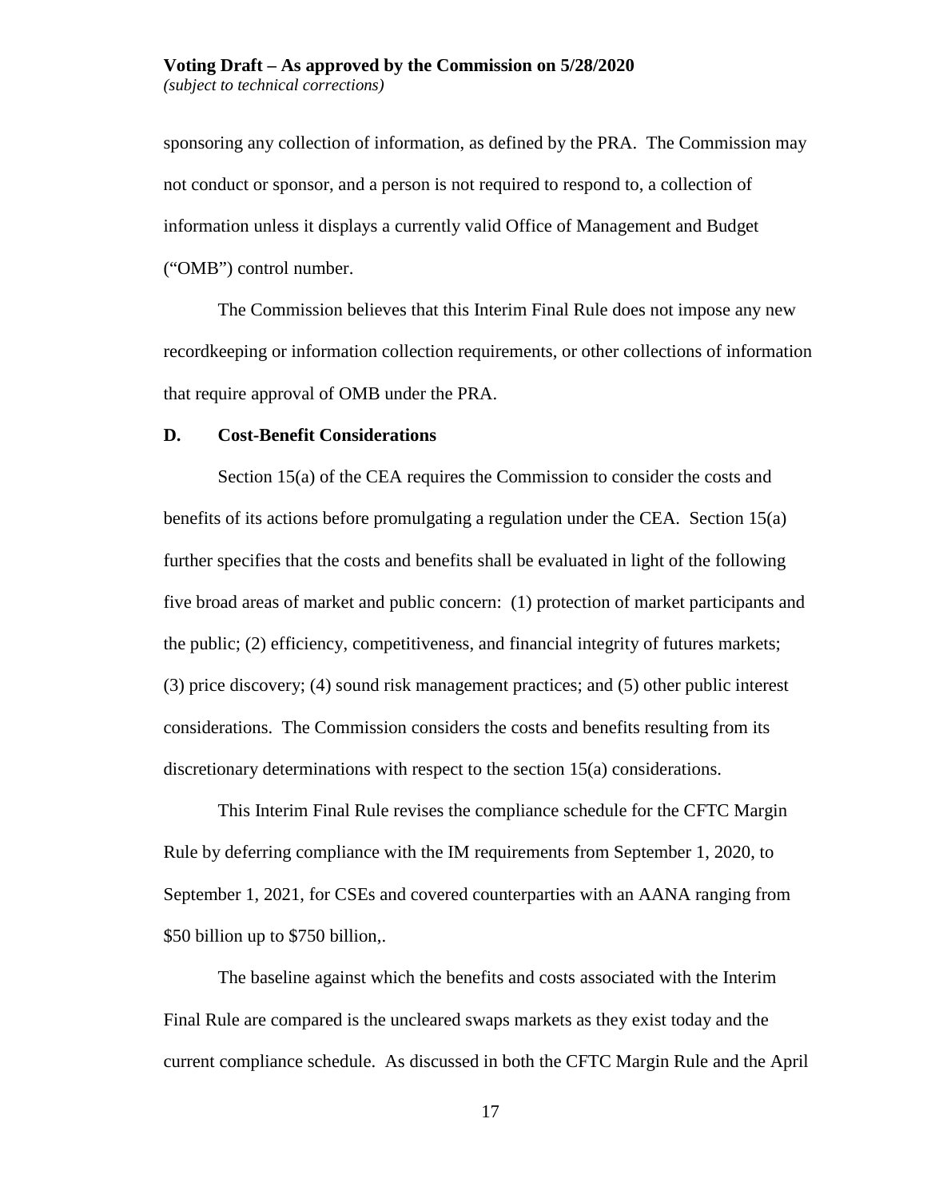sponsoring any collection of information, as defined by the PRA. The Commission may not conduct or sponsor, and a person is not required to respond to, a collection of information unless it displays a currently valid Office of Management and Budget ("OMB") control number.

The Commission believes that this Interim Final Rule does not impose any new recordkeeping or information collection requirements, or other collections of information that require approval of OMB under the PRA.

### D. Cost-Benefit Considerations

Section 15(a) of the CEA requires the Commission to consider the costs and benefits of its actions before promulgating a regulation under the CEA. Section 15(a) further specifies that the costs and benefits shall be evaluated in light of the following five broad areas of market and public concern: (1) protection of market participants and the public; (2) efficiency, competitiveness, and financial integrity of futures markets; (3) price discovery; (4) sound risk management practices; and (5) other public interest considerations. The Commission considers the costs and benefits resulting from its discretionary determinations with respect to the section 15(a) considerations.

This Interim Final Rule revises the compliance schedule for the CFTC Margin Rule by deferring compliance with the IM requirements from September 1, 2020, to September 1, 2021, for CSEs and covered counterparties with an AANA ranging from $50 billion up to $750 billion,.

The baseline against which the benefits and costs associated with the Interim Final Rule are compared is the uncleared swaps markets as they exist today and the current compliance schedule. As discussed in both the CFTC Margin Rule and the April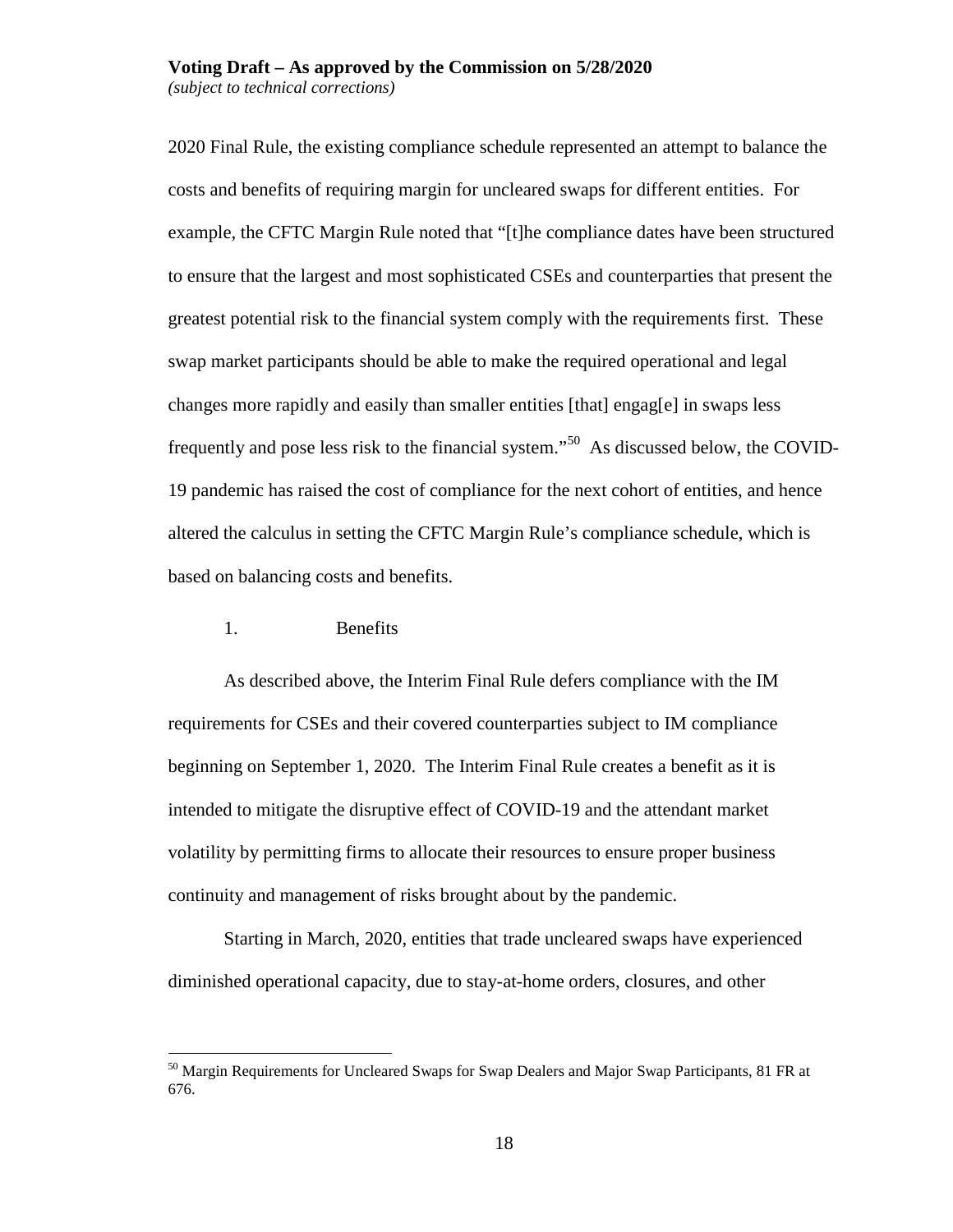2020 Final Rule, the existing compliance schedule represented an attempt to balance the costs and benefits of requiring margin for uncleared swaps for different entities. For example, the CFTC Margin Rule noted that "[t]he compliance dates have been structured to ensure that the largest and most sophisticated CSEs and counterparties that present the greatest potential risk to the financial system comply with the requirements first. These swap market participants should be able to make the required operational and legal changes more rapidly and easily than smaller entities [that] engag[e] in swaps less frequently and pose less risk to the financial system."[50] As discussed below, the COVID-19 pandemic has raised the cost of compliance for the next cohort of entities, and hence altered the calculus in setting the CFTC Margin Rule's compliance schedule, which is based on balancing costs and benefits.

1. Benefits

As described above, the Interim Final Rule defers compliance with the IM requirements for CSEs and their covered counterparties subject to IM compliance beginning on September 1, 2020. The Interim Final Rule creates a benefit as it is intended to mitigate the disruptive effect of COVID-19 and the attendant market volatility by permitting firms to allocate their resources to ensure proper business continuity and management of risks brought about by the pandemic.

Starting in March, 2020, entities that trade uncleared swaps have experienced diminished operational capacity, due to stay-at-home orders, closures, and other

[50] Margin Requirements for Uncleared Swaps for Swap Dealers and Major Swap Participants, 81 FR at 676.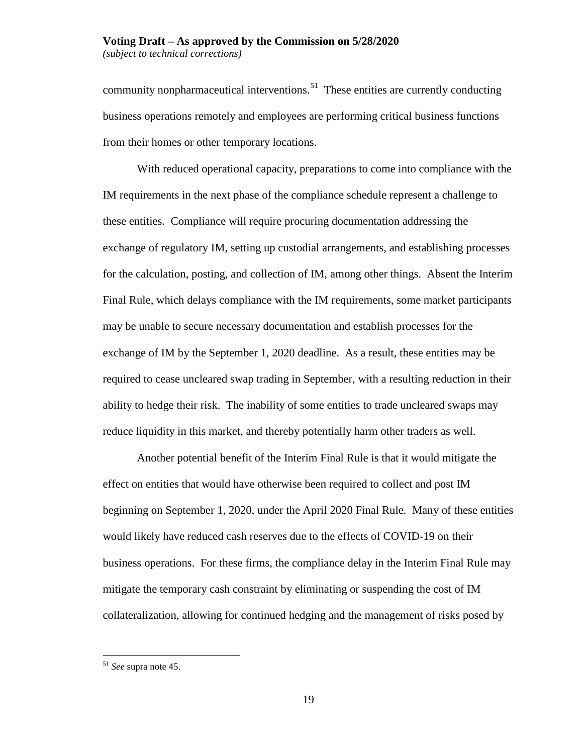community nonpharmaceutical interventions.[51] These entities are currently conducting business operations remotely and employees are performing critical business functions from their homes or other temporary locations.

With reduced operational capacity, preparations to come into compliance with the IM requirements in the next phase of the compliance schedule represent a challenge to these entities. Compliance will require procuring documentation addressing the exchange of regulatory IM, setting up custodial arrangements, and establishing processes for the calculation, posting, and collection of IM, among other things. Absent the Interim Final Rule, which delays compliance with the IM requirements, some market participants may be unable to secure necessary documentation and establish processes for the exchange of IM by the September 1, 2020 deadline. As a result, these entities may be required to cease uncleared swap trading in September, with a resulting reduction in their ability to hedge their risk. The inability of some entities to trade uncleared swaps may reduce liquidity in this market, and thereby potentially harm other traders as well.

Another potential benefit of the Interim Final Rule is that it would mitigate the effect on entities that would have otherwise been required to collect and post IM beginning on September 1, 2020, under the April 2020 Final Rule. Many of these entities would likely have reduced cash reserves due to the effects of COVID-19 on their business operations. For these firms, the compliance delay in the Interim Final Rule may mitigate the temporary cash constraint by eliminating or suspending the cost of IM collateralization, allowing for continued hedging and the management of risks posed by

---

[51] *See* supra note 45.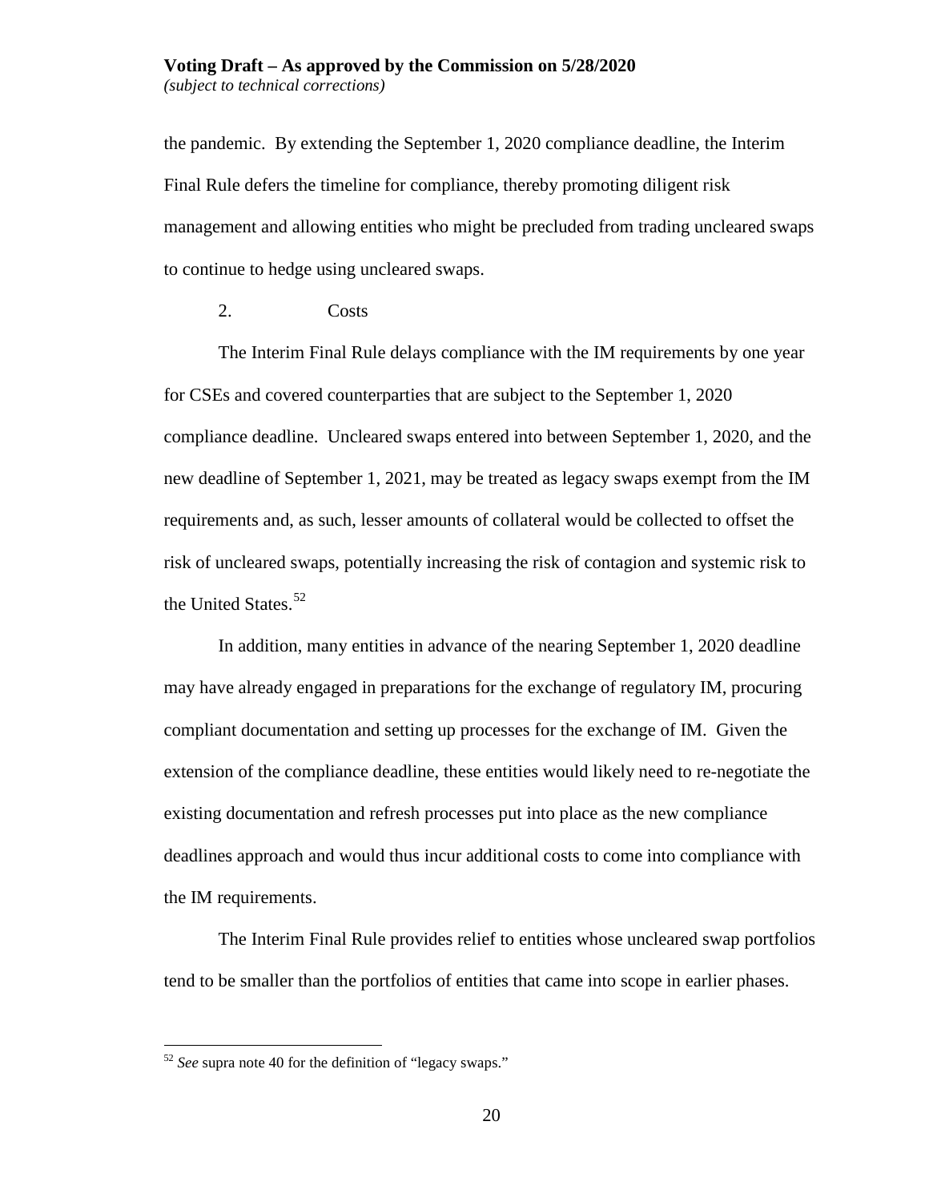the pandemic. By extending the September 1, 2020 compliance deadline, the Interim Final Rule defers the timeline for compliance, thereby promoting diligent risk management and allowing entities who might be precluded from trading uncleared swaps to continue to hedge using uncleared swaps.

2. Costs

The Interim Final Rule delays compliance with the IM requirements by one year for CSEs and covered counterparties that are subject to the September 1, 2020 compliance deadline. Uncleared swaps entered into between September 1, 2020, and the new deadline of September 1, 2021, may be treated as legacy swaps exempt from the IM requirements and, as such, lesser amounts of collateral would be collected to offset the risk of uncleared swaps, potentially increasing the risk of contagion and systemic risk to the United States.[52]

In addition, many entities in advance of the nearing September 1, 2020 deadline may have already engaged in preparations for the exchange of regulatory IM, procuring compliant documentation and setting up processes for the exchange of IM. Given the extension of the compliance deadline, these entities would likely need to re-negotiate the existing documentation and refresh processes put into place as the new compliance deadlines approach and would thus incur additional costs to come into compliance with the IM requirements.

The Interim Final Rule provides relief to entities whose uncleared swap portfolios tend to be smaller than the portfolios of entities that came into scope in earlier phases.

---

[52] *See* supra note 40 for the definition of "legacy swaps."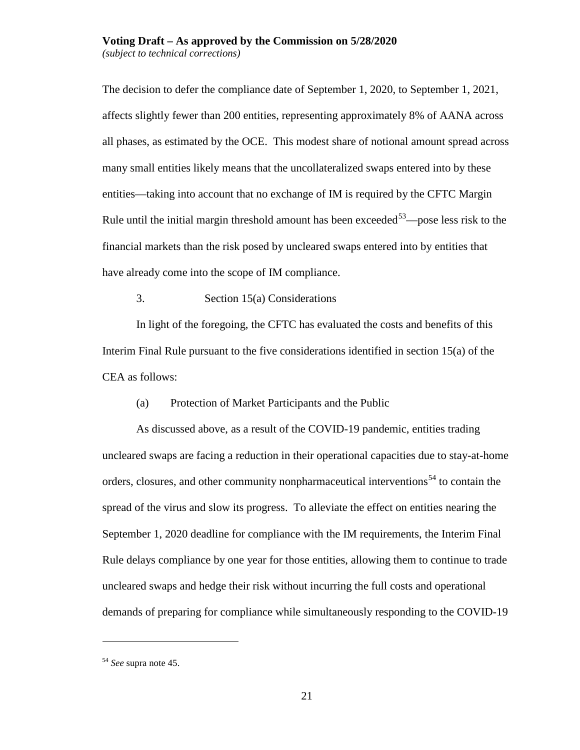The decision to defer the compliance date of September 1, 2020, to September 1, 2021, affects slightly fewer than 200 entities, representing approximately 8% of AANA across all phases, as estimated by the OCE. This modest share of notional amount spread across many small entities likely means that the uncollateralized swaps entered into by these entities—taking into account that no exchange of IM is required by the CFTC Margin Rule until the initial margin threshold amount has been exceeded[53]—pose less risk to the financial markets than the risk posed by uncleared swaps entered into by entities that have already come into the scope of IM compliance.

3. Section 15(a) Considerations

In light of the foregoing, the CFTC has evaluated the costs and benefits of this Interim Final Rule pursuant to the five considerations identified in section 15(a) of the CEA as follows:

(a) Protection of Market Participants and the Public

As discussed above, as a result of the COVID-19 pandemic, entities trading uncleared swaps are facing a reduction in their operational capacities due to stay-at-home orders, closures, and other community nonpharmaceutical interventions[54] to contain the spread of the virus and slow its progress. To alleviate the effect on entities nearing the September 1, 2020 deadline for compliance with the IM requirements, the Interim Final Rule delays compliance by one year for those entities, allowing them to continue to trade uncleared swaps and hedge their risk without incurring the full costs and operational demands of preparing for compliance while simultaneously responding to the COVID-19

---

[54] *See* supra note 45.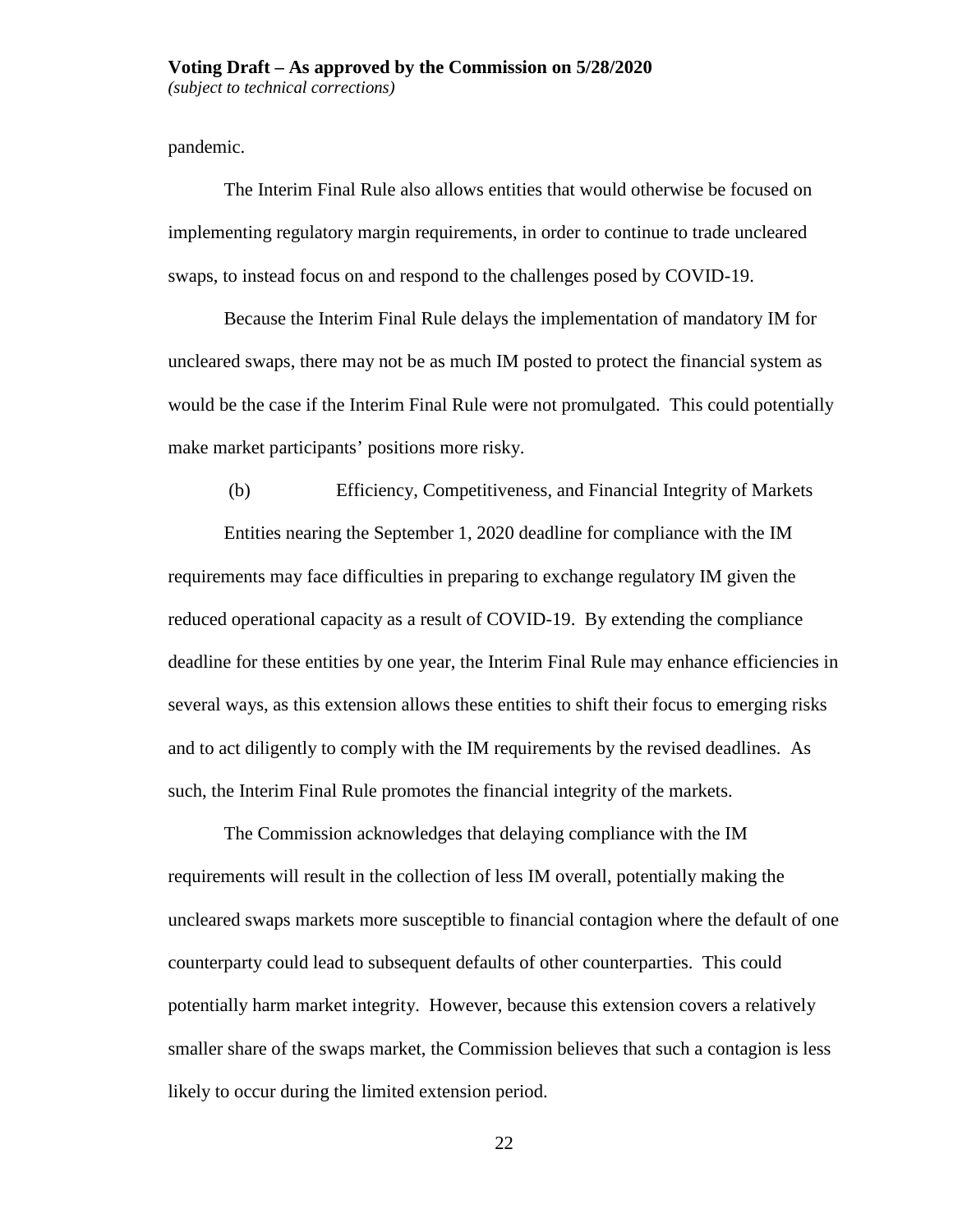pandemic.

The Interim Final Rule also allows entities that would otherwise be focused on implementing regulatory margin requirements, in order to continue to trade uncleared swaps, to instead focus on and respond to the challenges posed by COVID-19.

Because the Interim Final Rule delays the implementation of mandatory IM for uncleared swaps, there may not be as much IM posted to protect the financial system as would be the case if the Interim Final Rule were not promulgated. This could potentially make market participants' positions more risky.

(b) Efficiency, Competitiveness, and Financial Integrity of Markets

Entities nearing the September 1, 2020 deadline for compliance with the IM requirements may face difficulties in preparing to exchange regulatory IM given the reduced operational capacity as a result of COVID-19. By extending the compliance deadline for these entities by one year, the Interim Final Rule may enhance efficiencies in several ways, as this extension allows these entities to shift their focus to emerging risks and to act diligently to comply with the IM requirements by the revised deadlines. As such, the Interim Final Rule promotes the financial integrity of the markets.

The Commission acknowledges that delaying compliance with the IM requirements will result in the collection of less IM overall, potentially making the uncleared swaps markets more susceptible to financial contagion where the default of one counterparty could lead to subsequent defaults of other counterparties. This could potentially harm market integrity. However, because this extension covers a relatively smaller share of the swaps market, the Commission believes that such a contagion is less likely to occur during the limited extension period.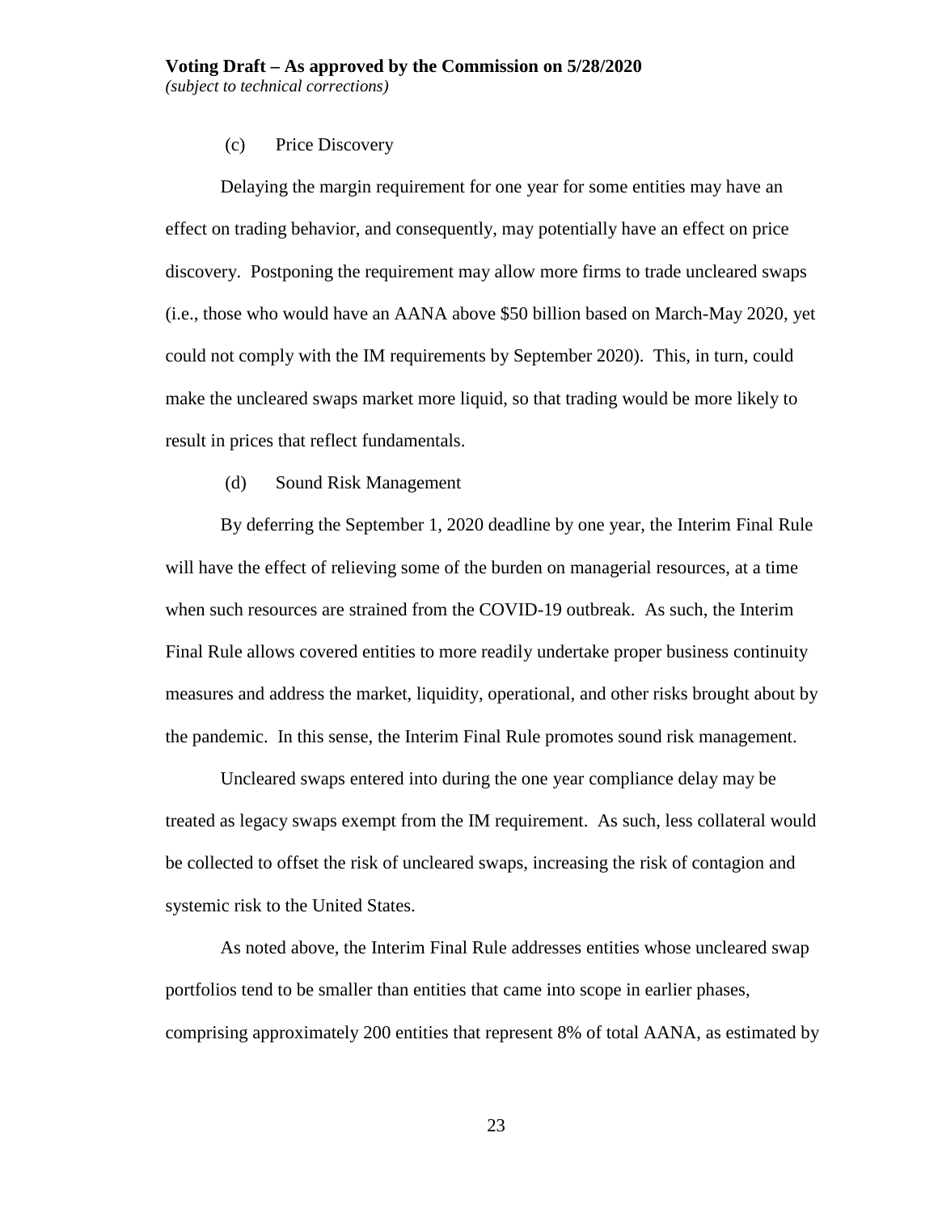(c) Price Discovery

Delaying the margin requirement for one year for some entities may have an effect on trading behavior, and consequently, may potentially have an effect on price discovery. Postponing the requirement may allow more firms to trade uncleared swaps (i.e., those who would have an AANA above $50 billion based on March-May 2020, yet could not comply with the IM requirements by September 2020). This, in turn, could make the uncleared swaps market more liquid, so that trading would be more likely to result in prices that reflect fundamentals.

(d) Sound Risk Management

By deferring the September 1, 2020 deadline by one year, the Interim Final Rule will have the effect of relieving some of the burden on managerial resources, at a time when such resources are strained from the COVID-19 outbreak. As such, the Interim Final Rule allows covered entities to more readily undertake proper business continuity measures and address the market, liquidity, operational, and other risks brought about by the pandemic. In this sense, the Interim Final Rule promotes sound risk management.

Uncleared swaps entered into during the one year compliance delay may be treated as legacy swaps exempt from the IM requirement. As such, less collateral would be collected to offset the risk of uncleared swaps, increasing the risk of contagion and systemic risk to the United States.

As noted above, the Interim Final Rule addresses entities whose uncleared swap portfolios tend to be smaller than entities that came into scope in earlier phases, comprising approximately 200 entities that represent 8% of total AANA, as estimated by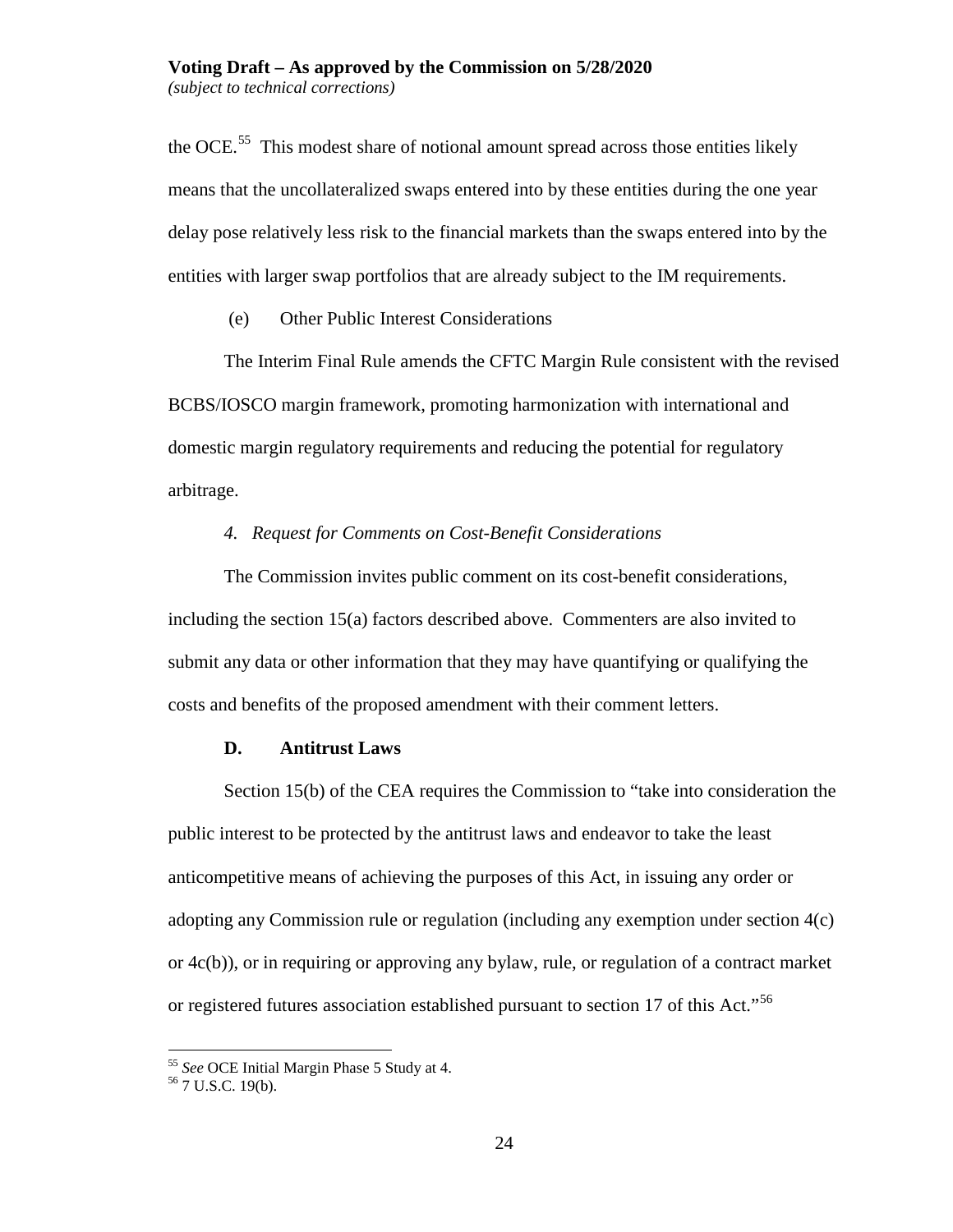the OCE.[55] This modest share of notional amount spread across those entities likely means that the uncollateralized swaps entered into by these entities during the one year delay pose relatively less risk to the financial markets than the swaps entered into by the entities with larger swap portfolios that are already subject to the IM requirements.

(e) Other Public Interest Considerations

The Interim Final Rule amends the CFTC Margin Rule consistent with the revised BCBS/IOSCO margin framework, promoting harmonization with international and domestic margin regulatory requirements and reducing the potential for regulatory arbitrage.

*4. Request for Comments on Cost-Benefit Considerations*

The Commission invites public comment on its cost-benefit considerations, including the section 15(a) factors described above. Commenters are also invited to submit any data or other information that they may have quantifying or qualifying the costs and benefits of the proposed amendment with their comment letters.

**D. Antitrust Laws**

Section 15(b) of the CEA requires the Commission to "take into consideration the public interest to be protected by the antitrust laws and endeavor to take the least anticompetitive means of achieving the purposes of this Act, in issuing any order or adopting any Commission rule or regulation (including any exemption under section 4(c) or 4c(b)), or in requiring or approving any bylaw, rule, or regulation of a contract market or registered futures association established pursuant to section 17 of this Act."[56]

---

[55] *See* OCE Initial Margin Phase 5 Study at 4.

[56] 7 U.S.C. 19(b).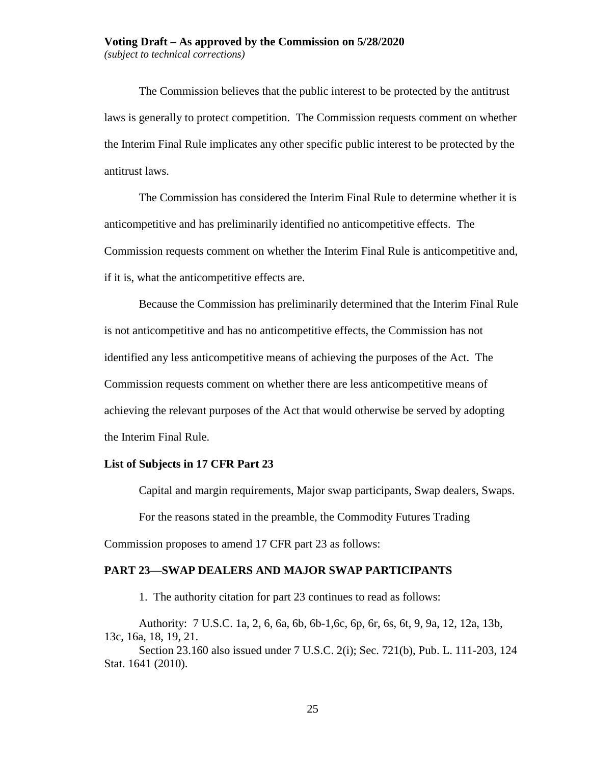The Commission believes that the public interest to be protected by the antitrust laws is generally to protect competition. The Commission requests comment on whether the Interim Final Rule implicates any other specific public interest to be protected by the antitrust laws.

The Commission has considered the Interim Final Rule to determine whether it is anticompetitive and has preliminarily identified no anticompetitive effects. The Commission requests comment on whether the Interim Final Rule is anticompetitive and, if it is, what the anticompetitive effects are.

Because the Commission has preliminarily determined that the Interim Final Rule is not anticompetitive and has no anticompetitive effects, the Commission has not identified any less anticompetitive means of achieving the purposes of the Act. The Commission requests comment on whether there are less anticompetitive means of achieving the relevant purposes of the Act that would otherwise be served by adopting the Interim Final Rule.

**List of Subjects in 17 CFR Part 23**

Capital and margin requirements, Major swap participants, Swap dealers, Swaps.

For the reasons stated in the preamble, the Commodity Futures Trading Commission proposes to amend 17 CFR part 23 as follows:

**PART 23—SWAP DEALERS AND MAJOR SWAP PARTICIPANTS**

1. The authority citation for part 23 continues to read as follows:

Authority: 7 U.S.C. 1a, 2, 6, 6a, 6b, 6b-1,6c, 6p, 6r, 6s, 6t, 9, 9a, 12, 12a, 13b, 13c, 16a, 18, 19, 21.

Section 23.160 also issued under 7 U.S.C. 2(i); Sec. 721(b), Pub. L. 111-203, 124 Stat. 1641 (2010).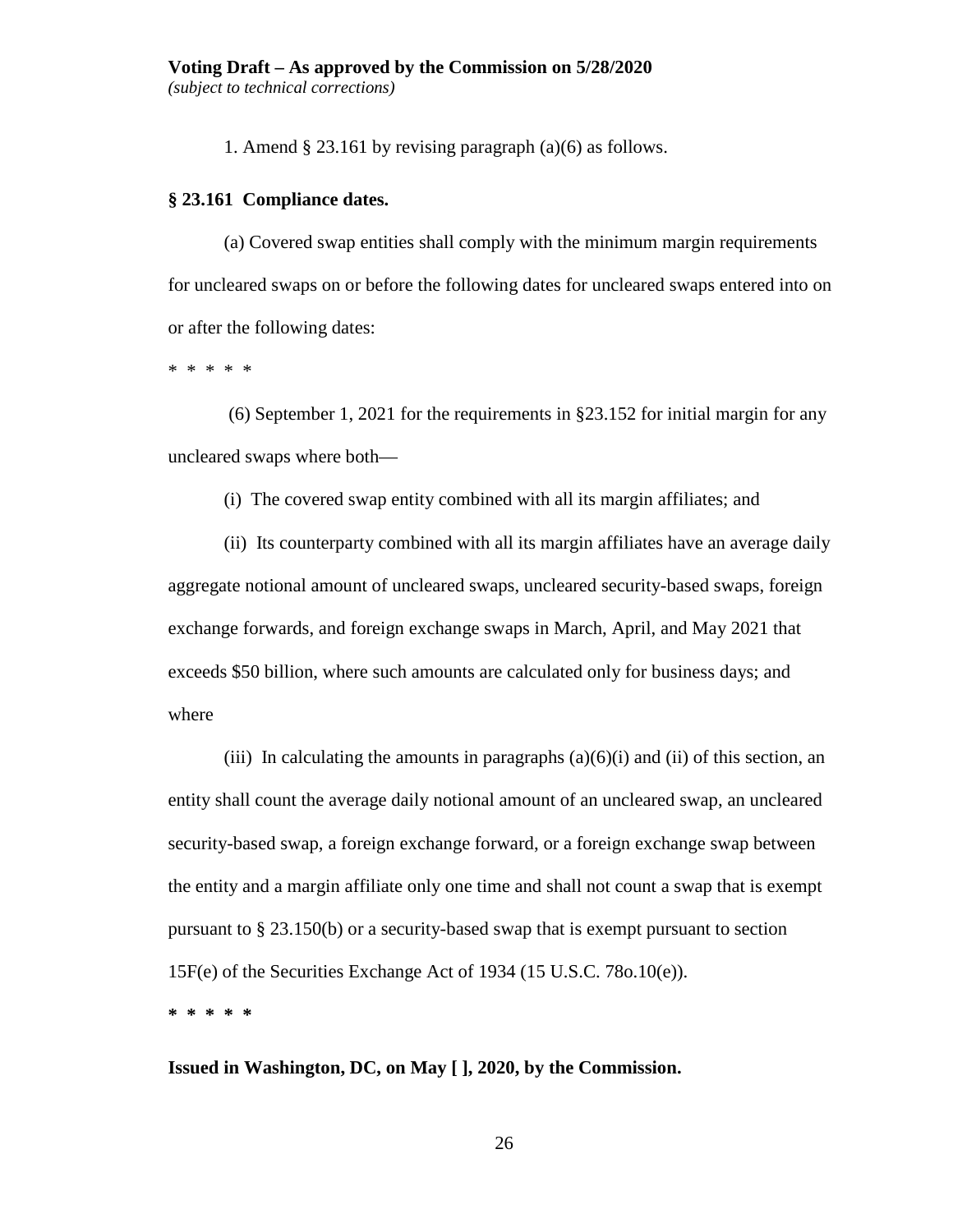1. Amend § 23.161 by revising paragraph (a)(6) as follows.

**§ 23.161 Compliance dates.**

(a) Covered swap entities shall comply with the minimum margin requirements for uncleared swaps on or before the following dates for uncleared swaps entered into on or after the following dates:

* * * * *

(6) September 1, 2021 for the requirements in §23.152 for initial margin for any uncleared swaps where both—

(i) The covered swap entity combined with all its margin affiliates; and

(ii) Its counterparty combined with all its margin affiliates have an average daily aggregate notional amount of uncleared swaps, uncleared security-based swaps, foreign exchange forwards, and foreign exchange swaps in March, April, and May 2021 that exceeds $50 billion, where such amounts are calculated only for business days; and where

(iii) In calculating the amounts in paragraphs (a)(6)(i) and (ii) of this section, an entity shall count the average daily notional amount of an uncleared swap, an uncleared security-based swap, a foreign exchange forward, or a foreign exchange swap between the entity and a margin affiliate only one time and shall not count a swap that is exempt pursuant to § 23.150(b) or a security-based swap that is exempt pursuant to section 15F(e) of the Securities Exchange Act of 1934 (15 U.S.C. 78o.10(e)).

**\* \* \* \* \***

**Issued in Washington, DC, on May [ ], 2020, by the Commission.**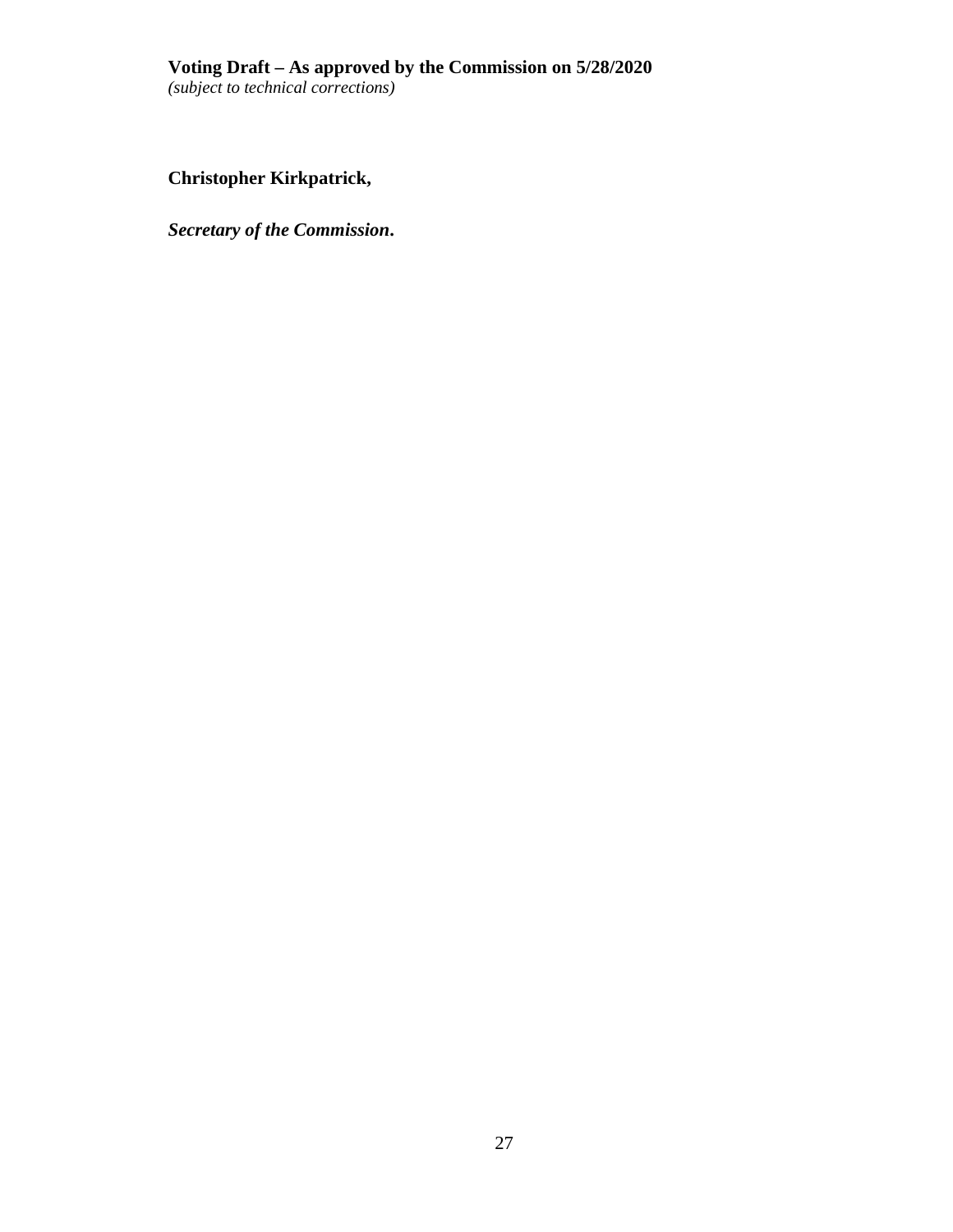**Christopher Kirkpatrick,**

***Secretary of the Commission*.**